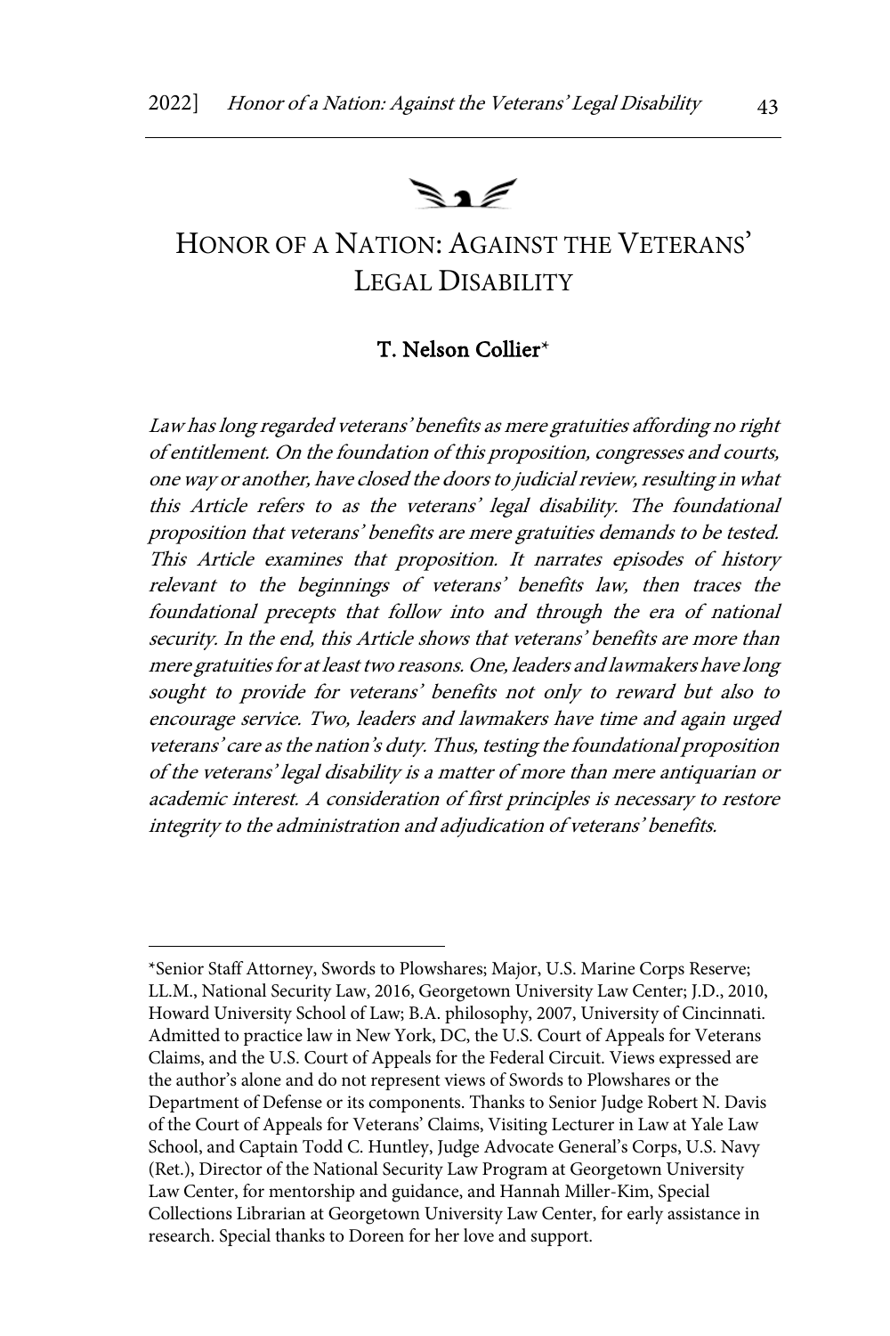# HONOR OF A NATION: AGAINST THE VETERANS' LEGAL DISABILITY

**T. Nelson Collier***

*Law has long regarded veterans' benefits as mere gratuities affording no right of entitlement. On the foundation of this proposition, congresses and courts, one way or another, have closed the doors to judicial review, resulting in what this Article refers to as the veterans' legal disability. The foundational proposition that veterans' benefits are mere gratuities demands to be tested. This Article examines that proposition. It narrates episodes of history relevant to the beginnings of veterans' benefits law, then traces the foundational precepts that follow into and through the era of national security. In the end, this Article shows that veterans' benefits are more than mere gratuities for at least two reasons. One, leaders and lawmakers have long sought to provide for veterans' benefits not only to reward but also to encourage service. Two, leaders and lawmakers have time and again urged veterans' care as the nation's duty. Thus, testing the foundational proposition of the veterans' legal disability is a matter of more than mere antiquarian or academic interest. A consideration of first principles is necessary to restore integrity to the administration and adjudication of veterans' benefits.*

---

*Senior Staff Attorney, Swords to Plowshares; Major, U.S. Marine Corps Reserve; LL.M., National Security Law, 2016, Georgetown University Law Center; J.D., 2010, Howard University School of Law; B.A. philosophy, 2007, University of Cincinnati. Admitted to practice law in New York, DC, the U.S. Court of Appeals for Veterans Claims, and the U.S. Court of Appeals for the Federal Circuit. Views expressed are the author's alone and do not represent views of Swords to Plowshares or the Department of Defense or its components. Thanks to Senior Judge Robert N. Davis of the Court of Appeals for Veterans' Claims, Visiting Lecturer in Law at Yale Law School, and Captain Todd C. Huntley, Judge Advocate General's Corps, U.S. Navy (Ret.), Director of the National Security Law Program at Georgetown University Law Center, for mentorship and guidance, and Hannah Miller-Kim, Special Collections Librarian at Georgetown University Law Center, for early assistance in research. Special thanks to Doreen for her love and support.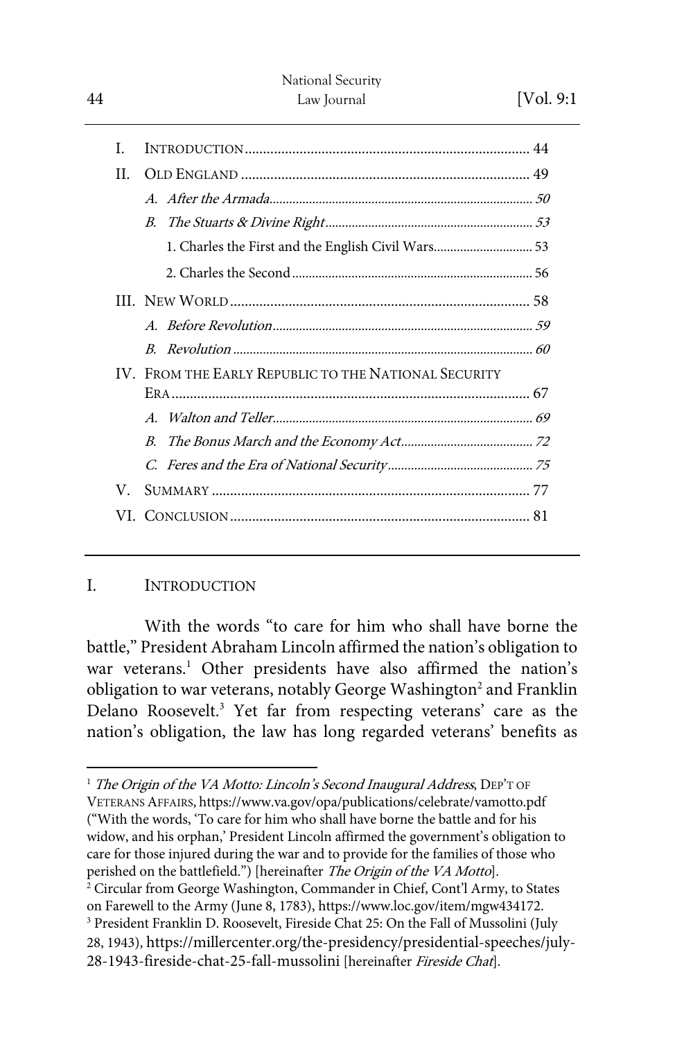| | | |
|---|---|---|
| I. | INTRODUCTION | 44 |
| II. | OLD ENGLAND | 49 |
| | *A. After the Armada* | *50* |
| | *B. The Stuarts & Divine Right* | *53* |
| | 1. Charles the First and the English Civil Wars | 53 |
| | 2. Charles the Second | 56 |
| III. | NEW WORLD | 58 |
| | *A. Before Revolution* | *59* |
| | *B. Revolution* | *60* |
| IV. | FROM THE EARLY REPUBLIC TO THE NATIONAL SECURITY ERA | 67 |
| | *A. Walton and Teller* | *69* |
| | *B. The Bonus March and the Economy Act* | *72* |
| | *C. Feres and the Era of National Security* | *75* |
| V. | SUMMARY | 77 |
| VI. | CONCLUSION | 81 |

## I. INTRODUCTION

With the words "to care for him who shall have borne the battle," President Abraham Lincoln affirmed the nation's obligation to war veterans.[1] Other presidents have also affirmed the nation's obligation to war veterans, notably George Washington[2] and Franklin Delano Roosevelt.[3] Yet far from respecting veterans' care as the nation's obligation, the law has long regarded veterans' benefits as

---

[1] *The Origin of the VA Motto: Lincoln's Second Inaugural Address*, DEP'T OF VETERANS AFFAIRS, https://www.va.gov/opa/publications/celebrate/vamotto.pdf ("With the words, 'To care for him who shall have borne the battle and for his widow, and his orphan,' President Lincoln affirmed the government's obligation to care for those injured during the war and to provide for the families of those who perished on the battlefield.") [hereinafter *The Origin of the VA Motto*].

[2] Circular from George Washington, Commander in Chief, Cont'l Army, to States on Farewell to the Army (June 8, 1783), https://www.loc.gov/item/mgw434172.

[3] President Franklin D. Roosevelt, Fireside Chat 25: On the Fall of Mussolini (July 28, 1943), https://millercenter.org/the-presidency/presidential-speeches/july-28-1943-fireside-chat-25-fall-mussolini [hereinafter *Fireside Chat*].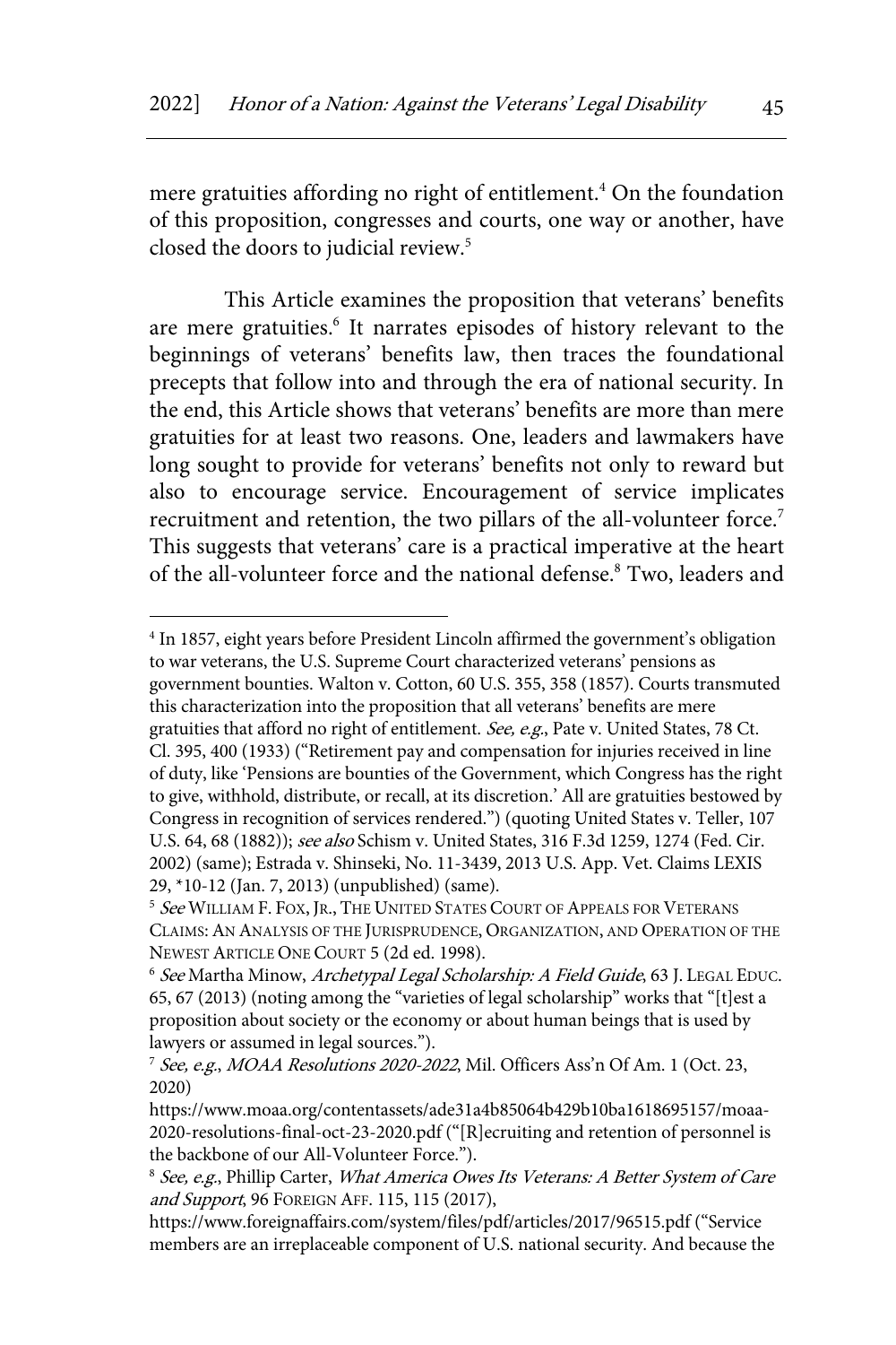mere gratuities affording no right of entitlement.[4] On the foundation of this proposition, congresses and courts, one way or another, have closed the doors to judicial review.[5]

This Article examines the proposition that veterans' benefits are mere gratuities.[6] It narrates episodes of history relevant to the beginnings of veterans' benefits law, then traces the foundational precepts that follow into and through the era of national security. In the end, this Article shows that veterans' benefits are more than mere gratuities for at least two reasons. One, leaders and lawmakers have long sought to provide for veterans' benefits not only to reward but also to encourage service. Encouragement of service implicates recruitment and retention, the two pillars of the all-volunteer force.[7] This suggests that veterans' care is a practical imperative at the heart of the all-volunteer force and the national defense.[8] Two, leaders and

---

[4] In 1857, eight years before President Lincoln affirmed the government's obligation to war veterans, the U.S. Supreme Court characterized veterans' pensions as government bounties. Walton v. Cotton, 60 U.S. 355, 358 (1857). Courts transmuted this characterization into the proposition that all veterans' benefits are mere gratuities that afford no right of entitlement. *See, e.g.*, Pate v. United States, 78 Ct. Cl. 395, 400 (1933) ("Retirement pay and compensation for injuries received in line of duty, like 'Pensions are bounties of the Government, which Congress has the right to give, withhold, distribute, or recall, at its discretion.' All are gratuities bestowed by Congress in recognition of services rendered.") (quoting United States v. Teller, 107 U.S. 64, 68 (1882)); *see also* Schism v. United States, 316 F.3d 1259, 1274 (Fed. Cir. 2002) (same); Estrada v. Shinseki, No. 11-3439, 2013 U.S. App. Vet. Claims LEXIS 29, *10-12 (Jan. 7, 2013) (unpublished) (same).

[5] *See* WILLIAM F. FOX, JR., THE UNITED STATES COURT OF APPEALS FOR VETERANS CLAIMS: AN ANALYSIS OF THE JURISPRUDENCE, ORGANIZATION, AND OPERATION OF THE NEWEST ARTICLE ONE COURT 5 (2d ed. 1998).

[6] *See* Martha Minow, *Archetypal Legal Scholarship: A Field Guide*, 63 J. LEGAL EDUC. 65, 67 (2013) (noting among the "varieties of legal scholarship" works that "[t]est a proposition about society or the economy or about human beings that is used by lawyers or assumed in legal sources.").

[7] *See, e.g.*, *MOAA Resolutions 2020-2022*, Mil. Officers Ass'n Of Am. 1 (Oct. 23, 2020) https://www.moaa.org/contentassets/ade31a4b85064b429b10ba1618695157/moaa-2020-resolutions-final-oct-23-2020.pdf ("[R]ecruiting and retention of personnel is the backbone of our All-Volunteer Force.").

[8] *See, e.g.*, Phillip Carter, *What America Owes Its Veterans: A Better System of Care and Support*, 96 FOREIGN AFF. 115, 115 (2017), https://www.foreignaffairs.com/system/files/pdf/articles/2017/96515.pdf ("Service members are an irreplaceable component of U.S. national security. And because the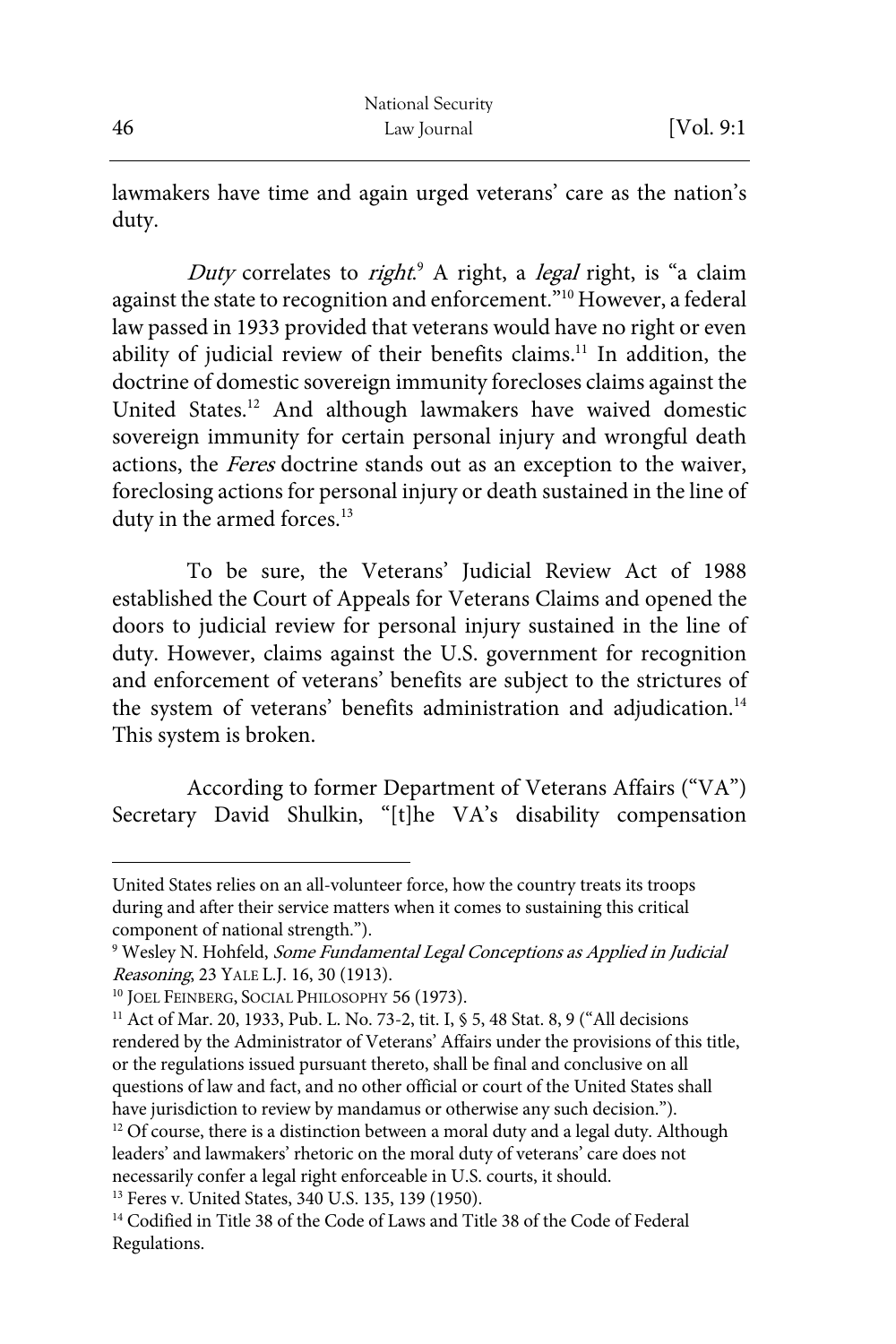lawmakers have time and again urged veterans' care as the nation's duty.

*Duty* correlates to *right*.[9] A right, a *legal* right, is "a claim against the state to recognition and enforcement."[10] However, a federal law passed in 1933 provided that veterans would have no right or even ability of judicial review of their benefits claims.[11] In addition, the doctrine of domestic sovereign immunity forecloses claims against the United States.[12] And although lawmakers have waived domestic sovereign immunity for certain personal injury and wrongful death actions, the *Feres* doctrine stands out as an exception to the waiver, foreclosing actions for personal injury or death sustained in the line of duty in the armed forces.[13]

To be sure, the Veterans' Judicial Review Act of 1988 established the Court of Appeals for Veterans Claims and opened the doors to judicial review for personal injury sustained in the line of duty. However, claims against the U.S. government for recognition and enforcement of veterans' benefits are subject to the strictures of the system of veterans' benefits administration and adjudication.[14] This system is broken.

According to former Department of Veterans Affairs ("VA") Secretary David Shulkin, "[t]he VA's disability compensation

---

United States relies on an all-volunteer force, how the country treats its troops during and after their service matters when it comes to sustaining this critical component of national strength.").

[9] Wesley N. Hohfeld, *Some Fundamental Legal Conceptions as Applied in Judicial Reasoning*, 23 YALE L.J. 16, 30 (1913).

[10] JOEL FEINBERG, SOCIAL PHILOSOPHY 56 (1973).

[11] Act of Mar. 20, 1933, Pub. L. No. 73-2, tit. I, § 5, 48 Stat. 8, 9 ("All decisions rendered by the Administrator of Veterans' Affairs under the provisions of this title, or the regulations issued pursuant thereto, shall be final and conclusive on all questions of law and fact, and no other official or court of the United States shall have jurisdiction to review by mandamus or otherwise any such decision.").

[12] Of course, there is a distinction between a moral duty and a legal duty. Although leaders' and lawmakers' rhetoric on the moral duty of veterans' care does not necessarily confer a legal right enforceable in U.S. courts, it should.

[13] Feres v. United States, 340 U.S. 135, 139 (1950).

[14] Codified in Title 38 of the Code of Laws and Title 38 of the Code of Federal Regulations.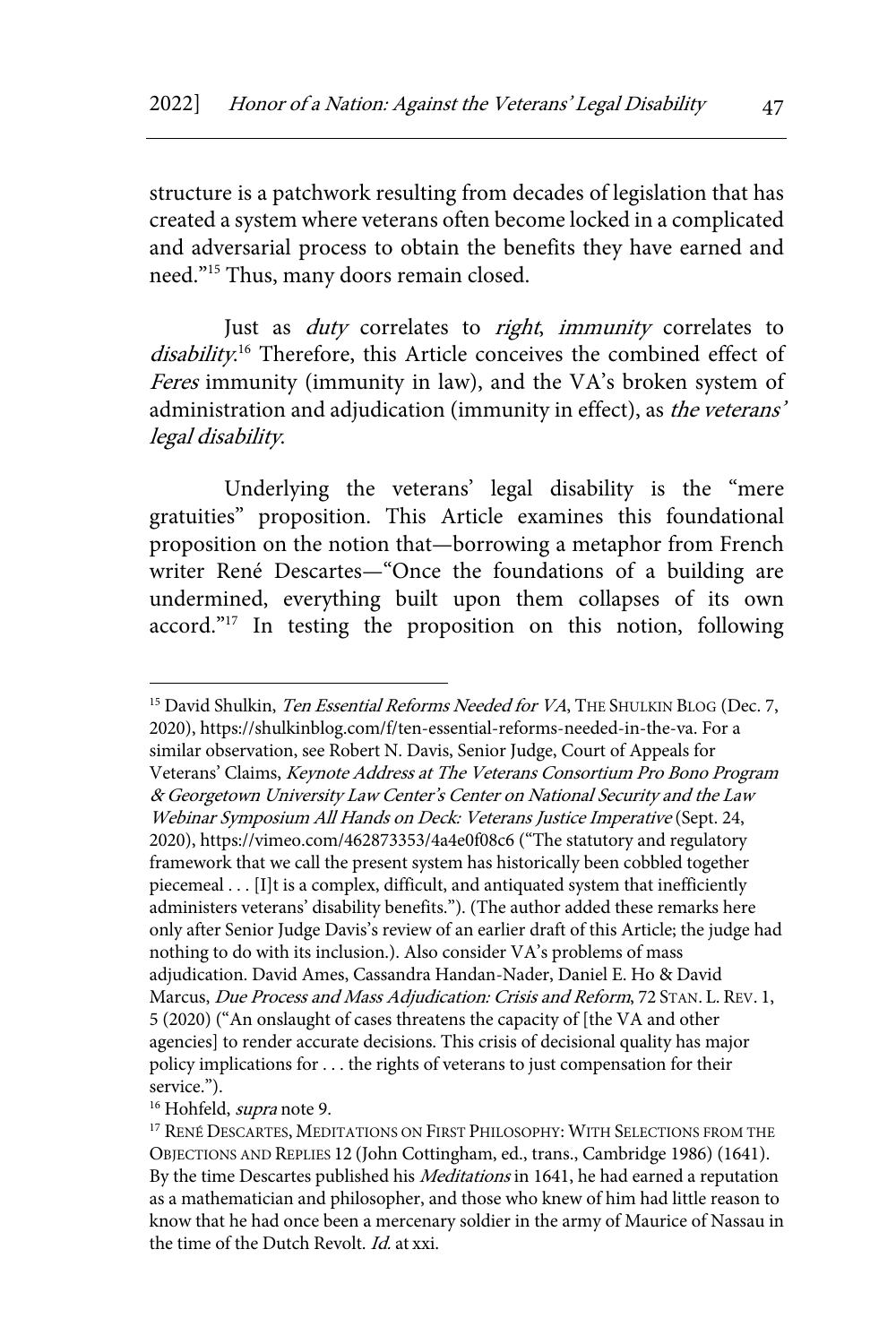structure is a patchwork resulting from decades of legislation that has created a system where veterans often become locked in a complicated and adversarial process to obtain the benefits they have earned and need."[15] Thus, many doors remain closed.

Just as *duty* correlates to *right*, *immunity* correlates to *disability*.[16] Therefore, this Article conceives the combined effect of *Feres* immunity (immunity in law), and the VA's broken system of administration and adjudication (immunity in effect), as *the veterans' legal disability*.

Underlying the veterans' legal disability is the "mere gratuities" proposition. This Article examines this foundational proposition on the notion that—borrowing a metaphor from French writer René Descartes—"Once the foundations of a building are undermined, everything built upon them collapses of its own accord."[17] In testing the proposition on this notion, following

---

[15] David Shulkin, *Ten Essential Reforms Needed for VA*, THE SHULKIN BLOG (Dec. 7, 2020), https://shulkinblog.com/f/ten-essential-reforms-needed-in-the-va. For a similar observation, see Robert N. Davis, Senior Judge, Court of Appeals for Veterans' Claims, *Keynote Address at The Veterans Consortium Pro Bono Program & Georgetown University Law Center's Center on National Security and the Law Webinar Symposium All Hands on Deck: Veterans Justice Imperative* (Sept. 24, 2020), https://vimeo.com/462873353/4a4e0f08c6 ("The statutory and regulatory framework that we call the present system has historically been cobbled together piecemeal . . . [I]t is a complex, difficult, and antiquated system that inefficiently administers veterans' disability benefits."). (The author added these remarks here only after Senior Judge Davis's review of an earlier draft of this Article; the judge had nothing to do with its inclusion.). Also consider VA's problems of mass adjudication. David Ames, Cassandra Handan-Nader, Daniel E. Ho & David Marcus, *Due Process and Mass Adjudication: Crisis and Reform*, 72 STAN. L. REV. 1, 5 (2020) ("An onslaught of cases threatens the capacity of [the VA and other agencies] to render accurate decisions. This crisis of decisional quality has major policy implications for . . . the rights of veterans to just compensation for their service.").

[16] Hohfeld, *supra* note 9.

[17] RENÉ DESCARTES, MEDITATIONS ON FIRST PHILOSOPHY: WITH SELECTIONS FROM THE OBJECTIONS AND REPLIES 12 (John Cottingham, ed., trans., Cambridge 1986) (1641). By the time Descartes published his *Meditations* in 1641, he had earned a reputation as a mathematician and philosopher, and those who knew of him had little reason to know that he had once been a mercenary soldier in the army of Maurice of Nassau in the time of the Dutch Revolt. *Id.* at xxi.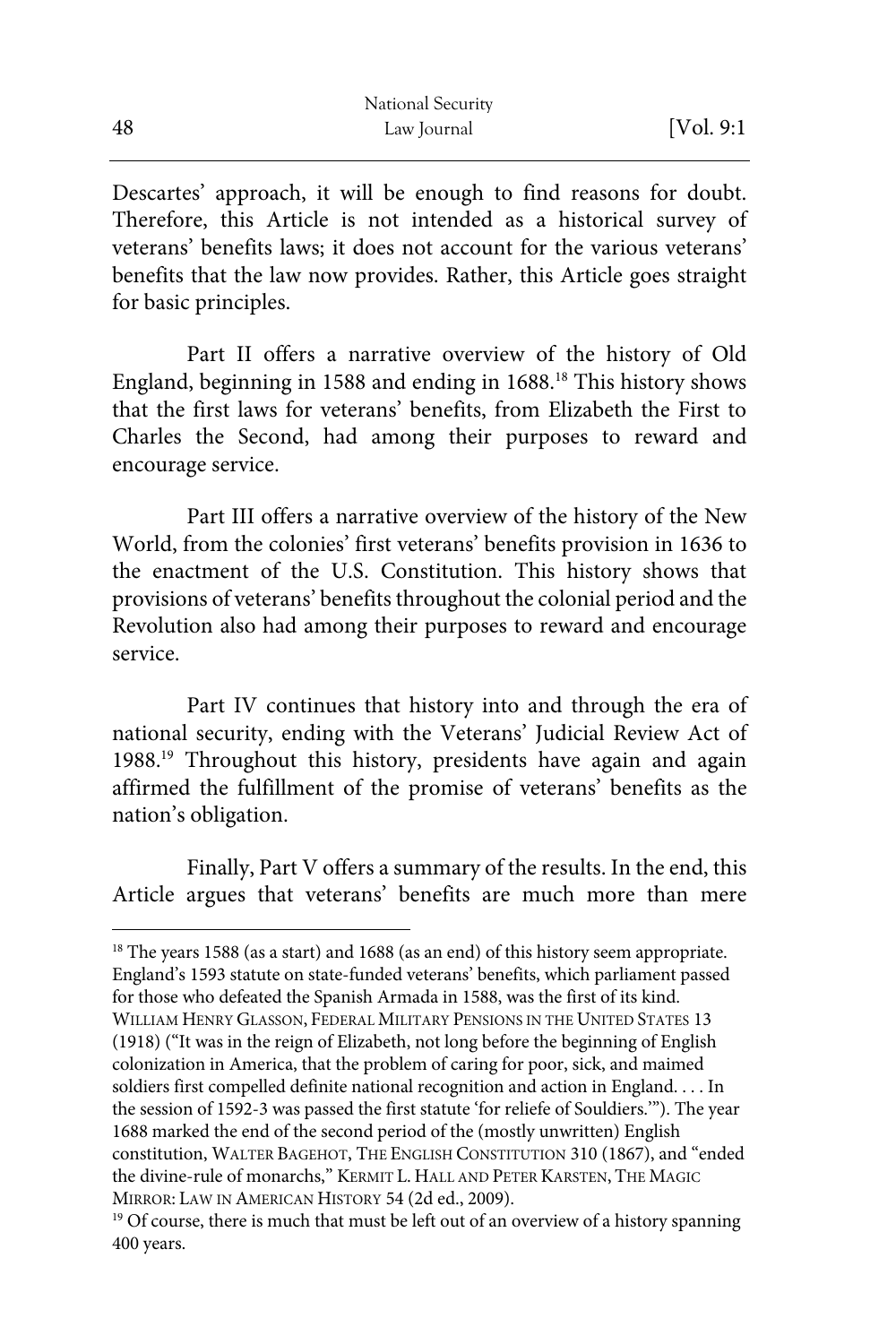Descartes' approach, it will be enough to find reasons for doubt. Therefore, this Article is not intended as a historical survey of veterans' benefits laws; it does not account for the various veterans' benefits that the law now provides. Rather, this Article goes straight for basic principles.

Part II offers a narrative overview of the history of Old England, beginning in 1588 and ending in 1688.[18] This history shows that the first laws for veterans' benefits, from Elizabeth the First to Charles the Second, had among their purposes to reward and encourage service.

Part III offers a narrative overview of the history of the New World, from the colonies' first veterans' benefits provision in 1636 to the enactment of the U.S. Constitution. This history shows that provisions of veterans' benefits throughout the colonial period and the Revolution also had among their purposes to reward and encourage service.

Part IV continues that history into and through the era of national security, ending with the Veterans' Judicial Review Act of 1988.[19] Throughout this history, presidents have again and again affirmed the fulfillment of the promise of veterans' benefits as the nation's obligation.

Finally, Part V offers a summary of the results. In the end, this Article argues that veterans' benefits are much more than mere

---

[18] The years 1588 (as a start) and 1688 (as an end) of this history seem appropriate. England's 1593 statute on state-funded veterans' benefits, which parliament passed for those who defeated the Spanish Armada in 1588, was the first of its kind. WILLIAM HENRY GLASSON, FEDERAL MILITARY PENSIONS IN THE UNITED STATES 13 (1918) ("It was in the reign of Elizabeth, not long before the beginning of English colonization in America, that the problem of caring for poor, sick, and maimed soldiers first compelled definite national recognition and action in England. . . . In the session of 1592-3 was passed the first statute 'for reliefe of Souldiers.'"). The year 1688 marked the end of the second period of the (mostly unwritten) English constitution, WALTER BAGEHOT, THE ENGLISH CONSTITUTION 310 (1867), and "ended the divine-rule of monarchs," KERMIT L. HALL AND PETER KARSTEN, THE MAGIC MIRROR: LAW IN AMERICAN HISTORY 54 (2d ed., 2009).

[19] Of course, there is much that must be left out of an overview of a history spanning 400 years.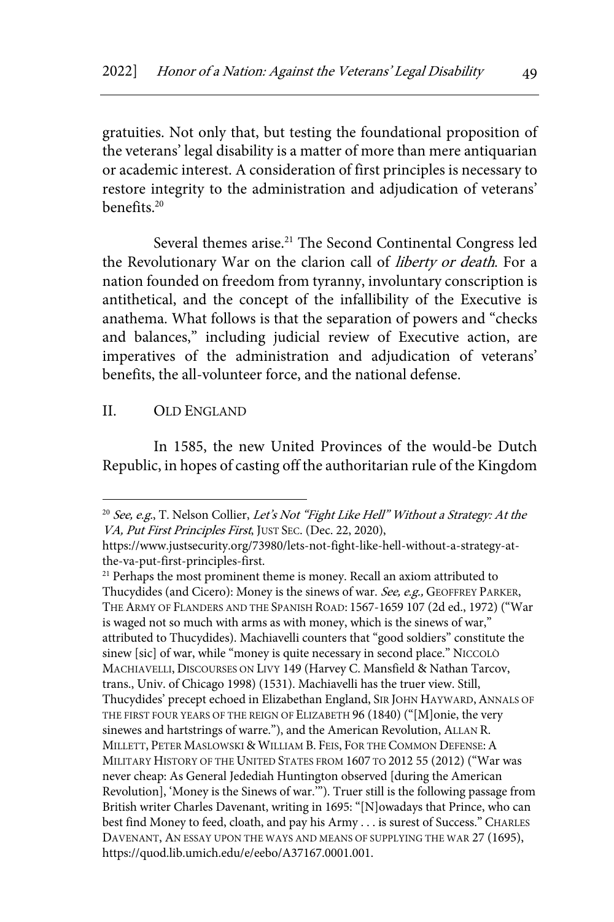gratuities. Not only that, but testing the foundational proposition of the veterans' legal disability is a matter of more than mere antiquarian or academic interest. A consideration of first principles is necessary to restore integrity to the administration and adjudication of veterans' benefits.[20]

Several themes arise.[21] The Second Continental Congress led the Revolutionary War on the clarion call of *liberty or death*. For a nation founded on freedom from tyranny, involuntary conscription is antithetical, and the concept of the infallibility of the Executive is anathema. What follows is that the separation of powers and "checks and balances," including judicial review of Executive action, are imperatives of the administration and adjudication of veterans' benefits, the all-volunteer force, and the national defense.

## II. OLD ENGLAND

In 1585, the new United Provinces of the would-be Dutch Republic, in hopes of casting off the authoritarian rule of the Kingdom

---

[20] *See, e.g.*, T. Nelson Collier, *Let's Not "Fight Like Hell" Without a Strategy: At the VA, Put First Principles First*, JUST SEC. (Dec. 22, 2020), https://www.justsecurity.org/73980/lets-not-fight-like-hell-without-a-strategy-at-the-va-put-first-principles-first.

[21] Perhaps the most prominent theme is money. Recall an axiom attributed to Thucydides (and Cicero): Money is the sinews of war. *See, e.g.,* GEOFFREY PARKER, THE ARMY OF FLANDERS AND THE SPANISH ROAD: 1567-1659 107 (2d ed., 1972) ("War is waged not so much with arms as with money, which is the sinews of war," attributed to Thucydides). Machiavelli counters that "good soldiers" constitute the sinew [sic] of war, while "money is quite necessary in second place." NICCOLÒ MACHIAVELLI, DISCOURSES ON LIVY 149 (Harvey C. Mansfield & Nathan Tarcov, trans., Univ. of Chicago 1998) (1531). Machiavelli has the truer view. Still, Thucydides' precept echoed in Elizabethan England, SIR JOHN HAYWARD, ANNALS OF THE FIRST FOUR YEARS OF THE REIGN OF ELIZABETH 96 (1840) ("[M]onie, the very sinewes and hartstrings of warre."), and the American Revolution, ALLAN R. MILLETT, PETER MASLOWSKI & WILLIAM B. FEIS, FOR THE COMMON DEFENSE: A MILITARY HISTORY OF THE UNITED STATES FROM 1607 TO 2012 55 (2012) ("War was never cheap: As General Jedediah Huntington observed [during the American Revolution], 'Money is the Sinews of war.'"). Truer still is the following passage from British writer Charles Davenant, writing in 1695: "[N]owadays that Prince, who can best find Money to feed, cloath, and pay his Army . . . is surest of Success." CHARLES DAVENANT, AN ESSAY UPON THE WAYS AND MEANS OF SUPPLYING THE WAR 27 (1695), https://quod.lib.umich.edu/e/eebo/A37167.0001.001.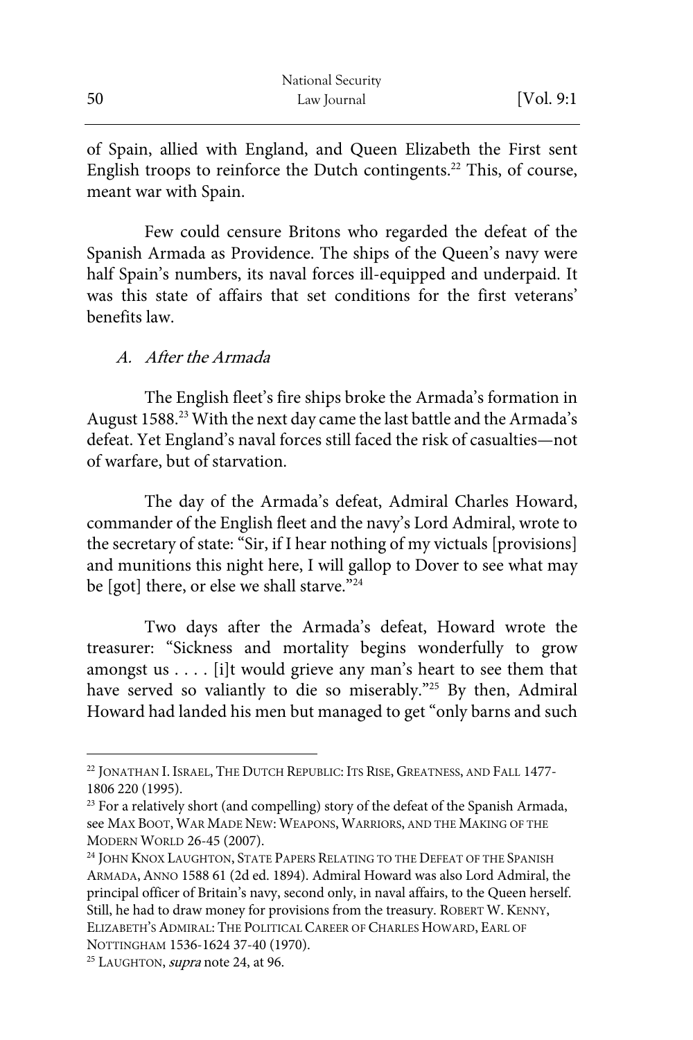of Spain, allied with England, and Queen Elizabeth the First sent English troops to reinforce the Dutch contingents.[22] This, of course, meant war with Spain.

Few could censure Britons who regarded the defeat of the Spanish Armada as Providence. The ships of the Queen's navy were half Spain's numbers, its naval forces ill-equipped and underpaid. It was this state of affairs that set conditions for the first veterans' benefits law.

### *A. After the Armada*

The English fleet's fire ships broke the Armada's formation in August 1588.[23] With the next day came the last battle and the Armada's defeat. Yet England's naval forces still faced the risk of casualties—not of warfare, but of starvation.

The day of the Armada's defeat, Admiral Charles Howard, commander of the English fleet and the navy's Lord Admiral, wrote to the secretary of state: "Sir, if I hear nothing of my victuals [provisions] and munitions this night here, I will gallop to Dover to see what may be [got] there, or else we shall starve."[24]

Two days after the Armada's defeat, Howard wrote the treasurer: "Sickness and mortality begins wonderfully to grow amongst us . . . . [i]t would grieve any man's heart to see them that have served so valiantly to die so miserably."[25] By then, Admiral Howard had landed his men but managed to get "only barns and such

---

[22] JONATHAN I. ISRAEL, THE DUTCH REPUBLIC: ITS RISE, GREATNESS, AND FALL 1477-1806 220 (1995).

[23] For a relatively short (and compelling) story of the defeat of the Spanish Armada, see MAX BOOT, WAR MADE NEW: WEAPONS, WARRIORS, AND THE MAKING OF THE MODERN WORLD 26-45 (2007).

[24] JOHN KNOX LAUGHTON, STATE PAPERS RELATING TO THE DEFEAT OF THE SPANISH ARMADA, ANNO 1588 61 (2d ed. 1894). Admiral Howard was also Lord Admiral, the principal officer of Britain's navy, second only, in naval affairs, to the Queen herself. Still, he had to draw money for provisions from the treasury. ROBERT W. KENNY, ELIZABETH'S ADMIRAL: THE POLITICAL CAREER OF CHARLES HOWARD, EARL OF NOTTINGHAM 1536-1624 37-40 (1970).

[25] LAUGHTON, *supra* note 24, at 96.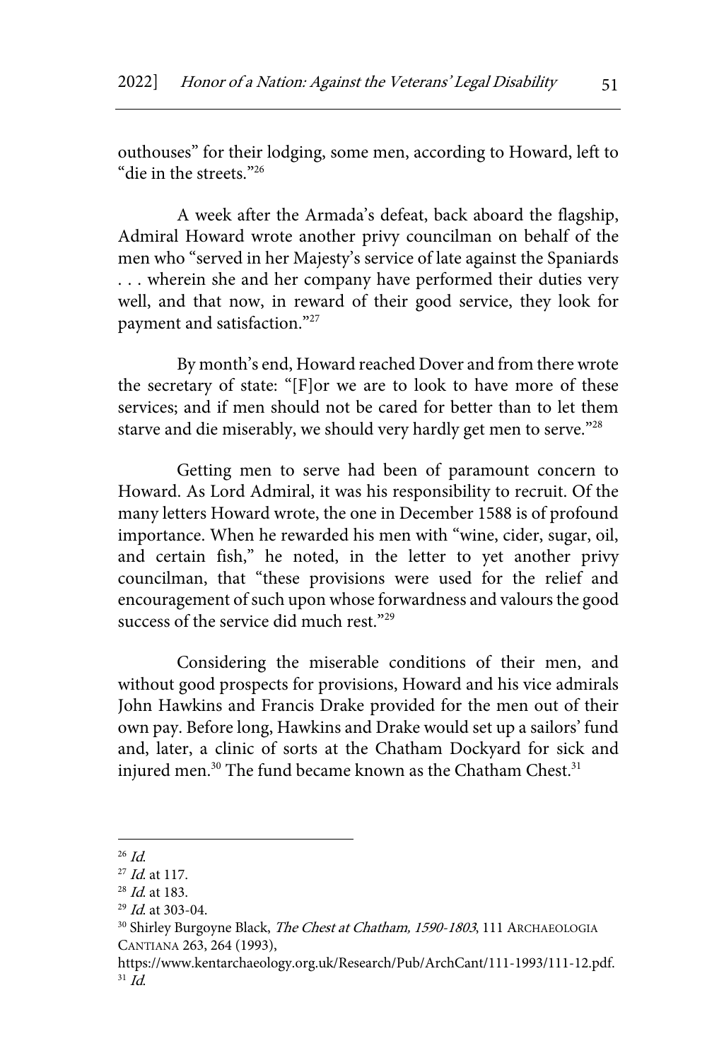outhouses" for their lodging, some men, according to Howard, left to "die in the streets."[26]

A week after the Armada's defeat, back aboard the flagship, Admiral Howard wrote another privy councilman on behalf of the men who "served in her Majesty's service of late against the Spaniards . . . wherein she and her company have performed their duties very well, and that now, in reward of their good service, they look for payment and satisfaction."[27]

By month's end, Howard reached Dover and from there wrote the secretary of state: "[F]or we are to look to have more of these services; and if men should not be cared for better than to let them starve and die miserably, we should very hardly get men to serve."[28]

Getting men to serve had been of paramount concern to Howard. As Lord Admiral, it was his responsibility to recruit. Of the many letters Howard wrote, the one in December 1588 is of profound importance. When he rewarded his men with "wine, cider, sugar, oil, and certain fish," he noted, in the letter to yet another privy councilman, that "these provisions were used for the relief and encouragement of such upon whose forwardness and valours the good success of the service did much rest."[29]

Considering the miserable conditions of their men, and without good prospects for provisions, Howard and his vice admirals John Hawkins and Francis Drake provided for the men out of their own pay. Before long, Hawkins and Drake would set up a sailors' fund and, later, a clinic of sorts at the Chatham Dockyard for sick and injured men.[30] The fund became known as the Chatham Chest.[31]

---

[26] *Id.*

[27] *Id.* at 117.

[28] *Id.* at 183.

[29] *Id.* at 303-04.

[30] Shirley Burgoyne Black, *The Chest at Chatham, 1590-1803*, 111 ARCHAEOLOGIA CANTIANA 263, 264 (1993), https://www.kentarchaeology.org.uk/Research/Pub/ArchCant/111-1993/111-12.pdf.

[31] *Id.*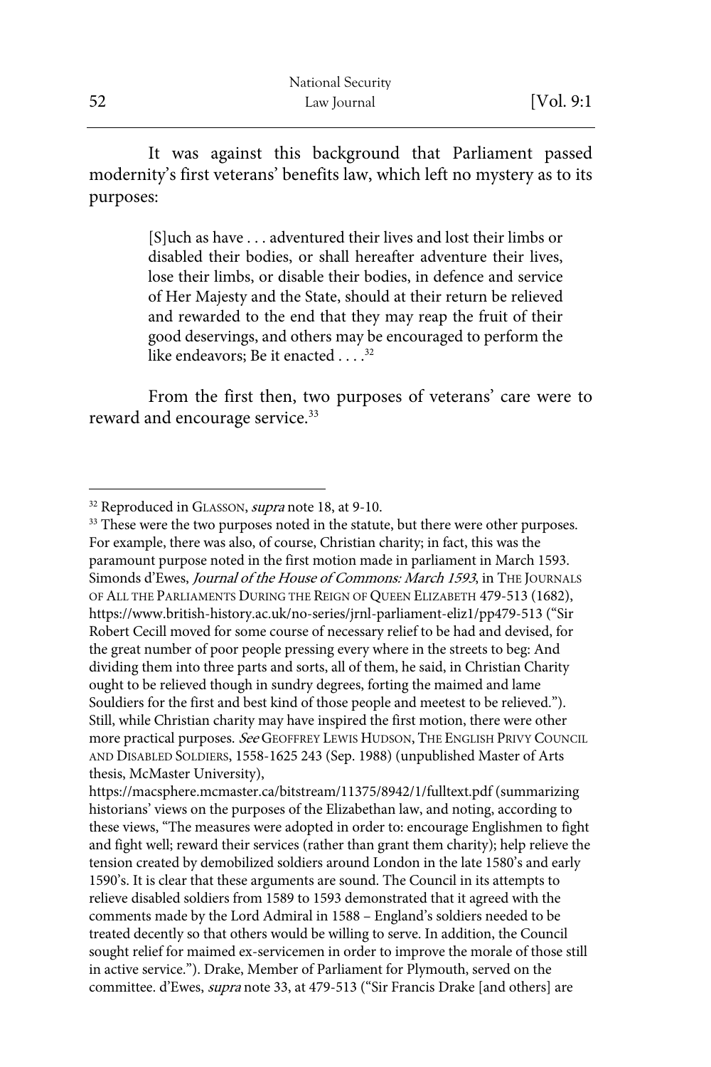It was against this background that Parliament passed modernity's first veterans' benefits law, which left no mystery as to its purposes:

> [S]uch as have . . . adventured their lives and lost their limbs or disabled their bodies, or shall hereafter adventure their lives, lose their limbs, or disable their bodies, in defence and service of Her Majesty and the State, should at their return be relieved and rewarded to the end that they may reap the fruit of their good deservings, and others may be encouraged to perform the like endeavors; Be it enacted . . . .[32]

From the first then, two purposes of veterans' care were to reward and encourage service.[33]

---

[32] Reproduced in GLASSON, *supra* note 18, at 9-10.

[33] These were the two purposes noted in the statute, but there were other purposes. For example, there was also, of course, Christian charity; in fact, this was the paramount purpose noted in the first motion made in parliament in March 1593. Simonds d'Ewes, *Journal of the House of Commons: March 1593*, in THE JOURNALS OF ALL THE PARLIAMENTS DURING THE REIGN OF QUEEN ELIZABETH 479-513 (1682), https://www.british-history.ac.uk/no-series/jrnl-parliament-eliz1/pp479-513 ("Sir Robert Cecill moved for some course of necessary relief to be had and devised, for the great number of poor people pressing every where in the streets to beg: And dividing them into three parts and sorts, all of them, he said, in Christian Charity ought to be relieved though in sundry degrees, forting the maimed and lame Souldiers for the first and best kind of those people and meetest to be relieved."). Still, while Christian charity may have inspired the first motion, there were other more practical purposes. *See* GEOFFREY LEWIS HUDSON, THE ENGLISH PRIVY COUNCIL AND DISABLED SOLDIERS, 1558-1625 243 (Sep. 1988) (unpublished Master of Arts thesis, McMaster University), https://macsphere.mcmaster.ca/bitstream/11375/8942/1/fulltext.pdf (summarizing historians' views on the purposes of the Elizabethan law, and noting, according to these views, "The measures were adopted in order to: encourage Englishmen to fight and fight well; reward their services (rather than grant them charity); help relieve the tension created by demobilized soldiers around London in the late 1580's and early 1590's. It is clear that these arguments are sound. The Council in its attempts to relieve disabled soldiers from 1589 to 1593 demonstrated that it agreed with the comments made by the Lord Admiral in 1588 – England's soldiers needed to be treated decently so that others would be willing to serve. In addition, the Council sought relief for maimed ex-servicemen in order to improve the morale of those still in active service."). Drake, Member of Parliament for Plymouth, served on the committee. d'Ewes, *supra* note 33, at 479-513 ("Sir Francis Drake [and others] are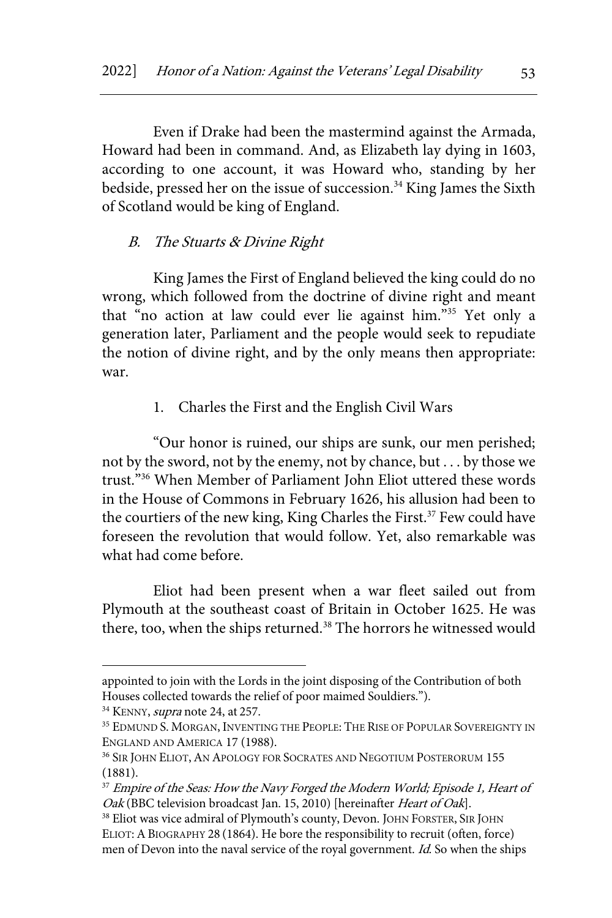Even if Drake had been the mastermind against the Armada, Howard had been in command. And, as Elizabeth lay dying in 1603, according to one account, it was Howard who, standing by her bedside, pressed her on the issue of succession.[34] King James the Sixth of Scotland would be king of England.

### *B. The Stuarts & Divine Right*

King James the First of England believed the king could do no wrong, which followed from the doctrine of divine right and meant that "no action at law could ever lie against him."[35] Yet only a generation later, Parliament and the people would seek to repudiate the notion of divine right, and by the only means then appropriate: war.

#### 1. Charles the First and the English Civil Wars

"Our honor is ruined, our ships are sunk, our men perished; not by the sword, not by the enemy, not by chance, but . . . by those we trust."[36] When Member of Parliament John Eliot uttered these words in the House of Commons in February 1626, his allusion had been to the courtiers of the new king, King Charles the First.[37] Few could have foreseen the revolution that would follow. Yet, also remarkable was what had come before.

Eliot had been present when a war fleet sailed out from Plymouth at the southeast coast of Britain in October 1625. He was there, too, when the ships returned.[38] The horrors he witnessed would

---

appointed to join with the Lords in the joint disposing of the Contribution of both Houses collected towards the relief of poor maimed Souldiers.").

[34] KENNY, *supra* note 24, at 257.

[35] EDMUND S. MORGAN, INVENTING THE PEOPLE: THE RISE OF POPULAR SOVEREIGNTY IN ENGLAND AND AMERICA 17 (1988).

[36] SIR JOHN ELIOT, AN APOLOGY FOR SOCRATES AND NEGOTIUM POSTERORUM 155 (1881).

[37] *Empire of the Seas: How the Navy Forged the Modern World; Episode 1, Heart of Oak* (BBC television broadcast Jan. 15, 2010) [hereinafter *Heart of Oak*].

[38] Eliot was vice admiral of Plymouth's county, Devon. JOHN FORSTER, SIR JOHN ELIOT: A BIOGRAPHY 28 (1864). He bore the responsibility to recruit (often, force) men of Devon into the naval service of the royal government. *Id.* So when the ships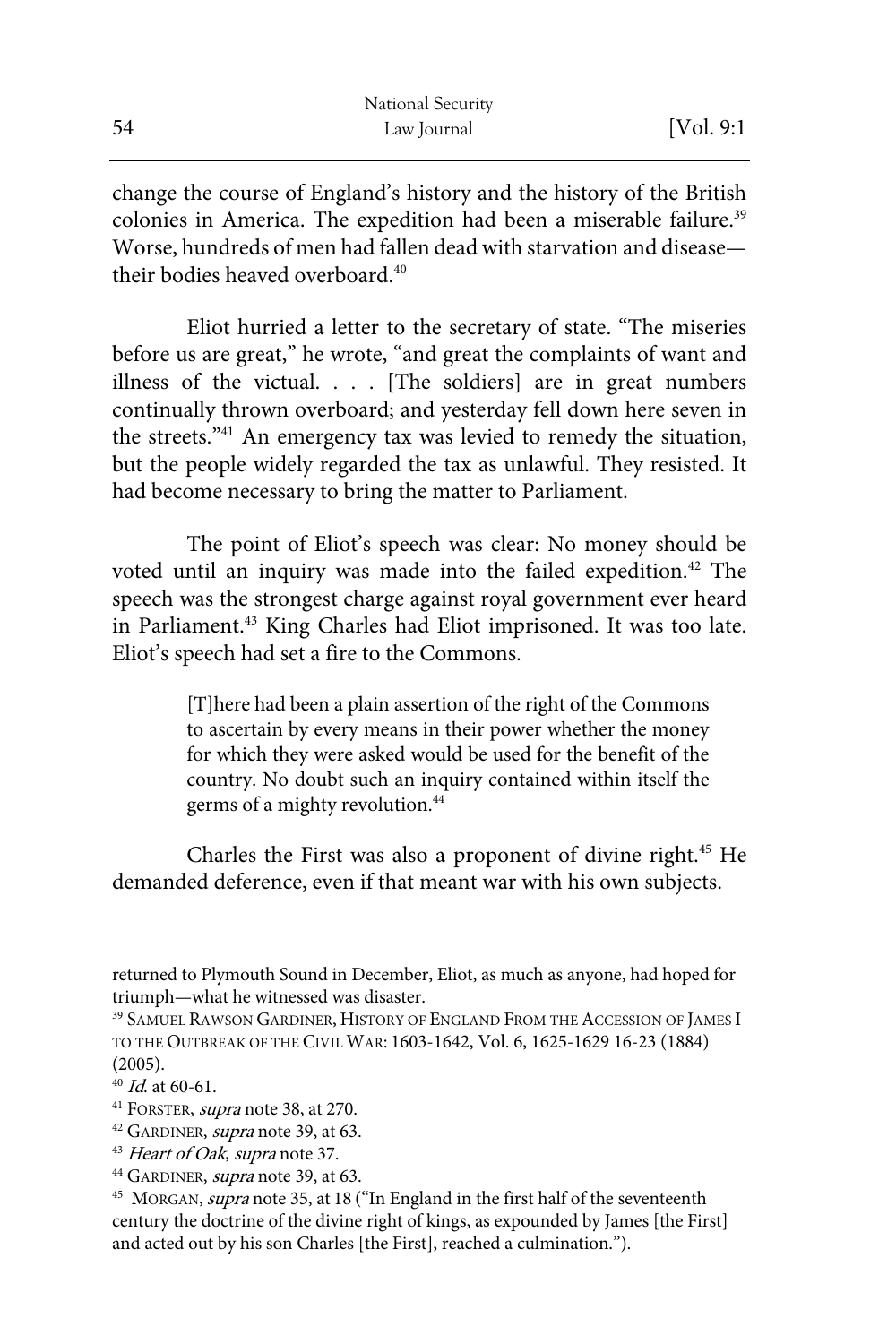change the course of England's history and the history of the British colonies in America. The expedition had been a miserable failure.[39] Worse, hundreds of men had fallen dead with starvation and disease—their bodies heaved overboard.[40]

Eliot hurried a letter to the secretary of state. "The miseries before us are great," he wrote, "and great the complaints of want and illness of the victual. . . . [The soldiers] are in great numbers continually thrown overboard; and yesterday fell down here seven in the streets."[41] An emergency tax was levied to remedy the situation, but the people widely regarded the tax as unlawful. They resisted. It had become necessary to bring the matter to Parliament.

The point of Eliot's speech was clear: No money should be voted until an inquiry was made into the failed expedition.[42] The speech was the strongest charge against royal government ever heard in Parliament.[43] King Charles had Eliot imprisoned. It was too late. Eliot's speech had set a fire to the Commons.

> [T]here had been a plain assertion of the right of the Commons to ascertain by every means in their power whether the money for which they were asked would be used for the benefit of the country. No doubt such an inquiry contained within itself the germs of a mighty revolution.[44]

Charles the First was also a proponent of divine right.[45] He demanded deference, even if that meant war with his own subjects.

---

returned to Plymouth Sound in December, Eliot, as much as anyone, had hoped for triumph—what he witnessed was disaster.

[39] SAMUEL RAWSON GARDINER, HISTORY OF ENGLAND FROM THE ACCESSION OF JAMES I TO THE OUTBREAK OF THE CIVIL WAR: 1603-1642, Vol. 6, 1625-1629 16-23 (1884) (2005).

[40] *Id.* at 60-61.

[41] FORSTER, *supra* note 38, at 270.

[42] GARDINER, *supra* note 39, at 63.

[43] *Heart of Oak*, *supra* note 37.

[44] GARDINER, *supra* note 39, at 63.

[45] MORGAN, *supra* note 35, at 18 ("In England in the first half of the seventeenth century the doctrine of the divine right of kings, as expounded by James [the First] and acted out by his son Charles [the First], reached a culmination.").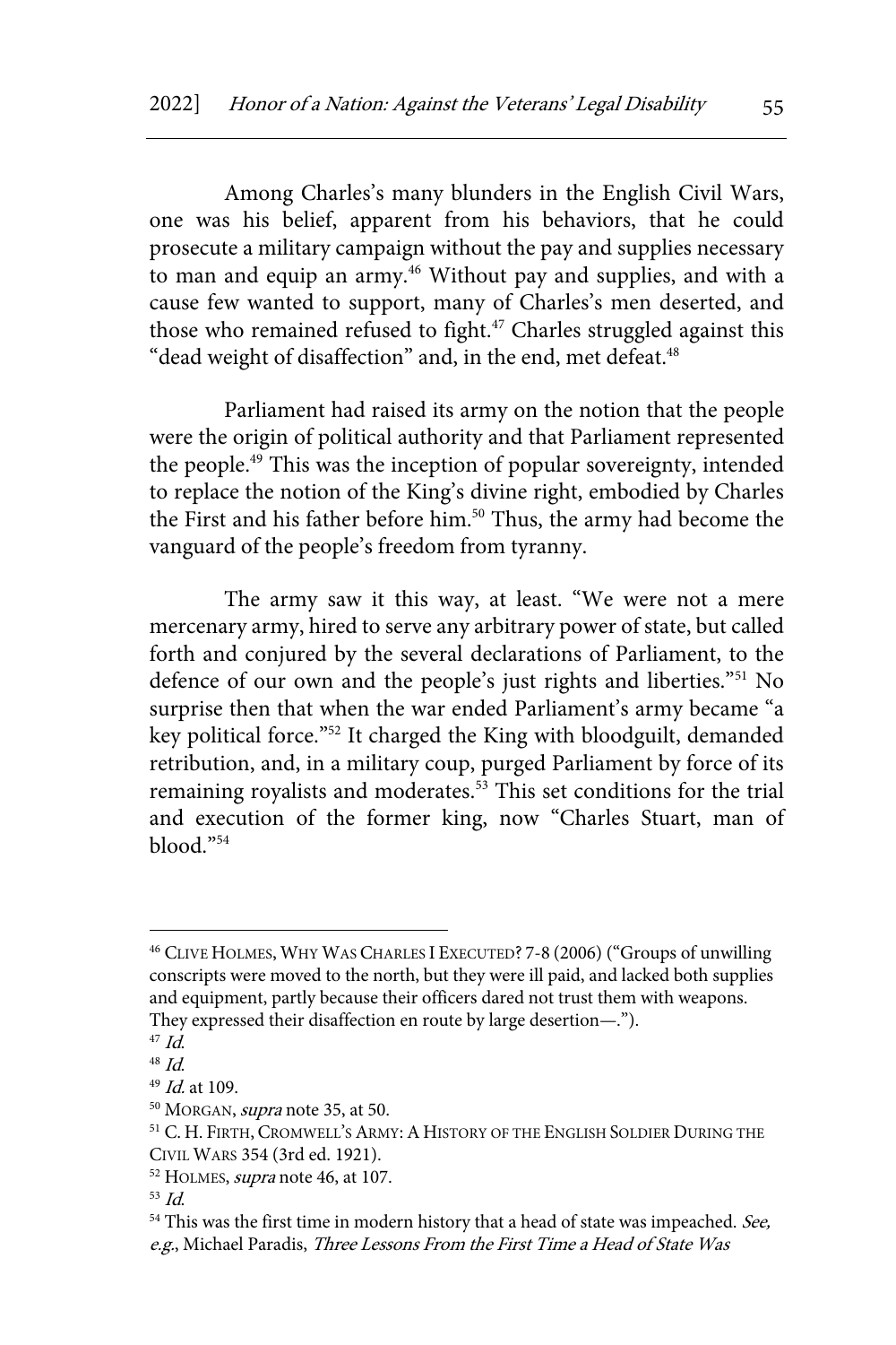Among Charles's many blunders in the English Civil Wars, one was his belief, apparent from his behaviors, that he could prosecute a military campaign without the pay and supplies necessary to man and equip an army.[46] Without pay and supplies, and with a cause few wanted to support, many of Charles's men deserted, and those who remained refused to fight.[47] Charles struggled against this "dead weight of disaffection" and, in the end, met defeat.[48]

Parliament had raised its army on the notion that the people were the origin of political authority and that Parliament represented the people.[49] This was the inception of popular sovereignty, intended to replace the notion of the King's divine right, embodied by Charles the First and his father before him.[50] Thus, the army had become the vanguard of the people's freedom from tyranny.

The army saw it this way, at least. "We were not a mere mercenary army, hired to serve any arbitrary power of state, but called forth and conjured by the several declarations of Parliament, to the defence of our own and the people's just rights and liberties."[51] No surprise then that when the war ended Parliament's army became "a key political force."[52] It charged the King with bloodguilt, demanded retribution, and, in a military coup, purged Parliament by force of its remaining royalists and moderates.[53] This set conditions for the trial and execution of the former king, now "Charles Stuart, man of blood."[54]

---

[46] CLIVE HOLMES, WHY WAS CHARLES I EXECUTED? 7-8 (2006) ("Groups of unwilling conscripts were moved to the north, but they were ill paid, and lacked both supplies and equipment, partly because their officers dared not trust them with weapons. They expressed their disaffection en route by large desertion—.").

[47] *Id.*

[48] *Id.*

[49] *Id.* at 109.

[50] MORGAN, *supra* note 35, at 50.

[51] C. H. FIRTH, CROMWELL'S ARMY: A HISTORY OF THE ENGLISH SOLDIER DURING THE CIVIL WARS 354 (3rd ed. 1921).

[52] HOLMES, *supra* note 46, at 107.

[53] *Id.*

[54] This was the first time in modern history that a head of state was impeached. *See, e.g.*, Michael Paradis, *Three Lessons From the First Time a Head of State Was*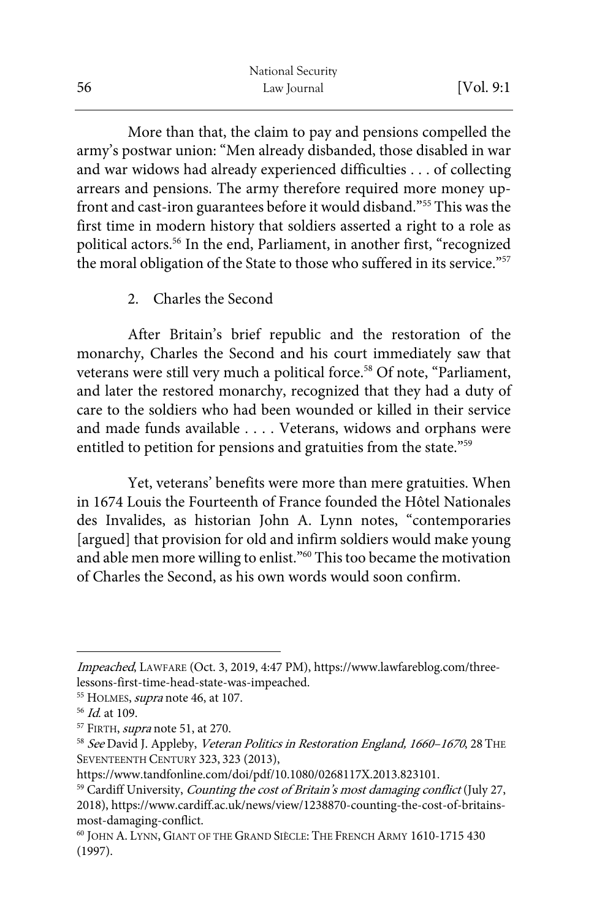More than that, the claim to pay and pensions compelled the army's postwar union: "Men already disbanded, those disabled in war and war widows had already experienced difficulties . . . of collecting arrears and pensions. The army therefore required more money up-front and cast-iron guarantees before it would disband."[55] This was the first time in modern history that soldiers asserted a right to a role as political actors.[56] In the end, Parliament, in another first, "recognized the moral obligation of the State to those who suffered in its service."[57]

### 2. Charles the Second

After Britain's brief republic and the restoration of the monarchy, Charles the Second and his court immediately saw that veterans were still very much a political force.[58] Of note, "Parliament, and later the restored monarchy, recognized that they had a duty of care to the soldiers who had been wounded or killed in their service and made funds available . . . . Veterans, widows and orphans were entitled to petition for pensions and gratuities from the state."[59]

Yet, veterans' benefits were more than mere gratuities. When in 1674 Louis the Fourteenth of France founded the Hôtel Nationales des Invalides, as historian John A. Lynn notes, "contemporaries [argued] that provision for old and infirm soldiers would make young and able men more willing to enlist."[60] This too became the motivation of Charles the Second, as his own words would soon confirm.

---

*Impeached*, LAWFARE (Oct. 3, 2019, 4:47 PM), https://www.lawfareblog.com/three-lessons-first-time-head-state-was-impeached.

[55] HOLMES, *supra* note 46, at 107.

[56] *Id.* at 109.

[57] FIRTH, *supra* note 51, at 270.

[58] *See* David J. Appleby, *Veteran Politics in Restoration England, 1660–1670*, 28 THE SEVENTEENTH CENTURY 323, 323 (2013), https://www.tandfonline.com/doi/pdf/10.1080/0268117X.2013.823101.

[59] Cardiff University, *Counting the cost of Britain's most damaging conflict* (July 27, 2018), https://www.cardiff.ac.uk/news/view/1238870-counting-the-cost-of-britains-most-damaging-conflict.

[60] JOHN A. LYNN, GIANT OF THE GRAND SIÈCLE: THE FRENCH ARMY 1610-1715 430 (1997).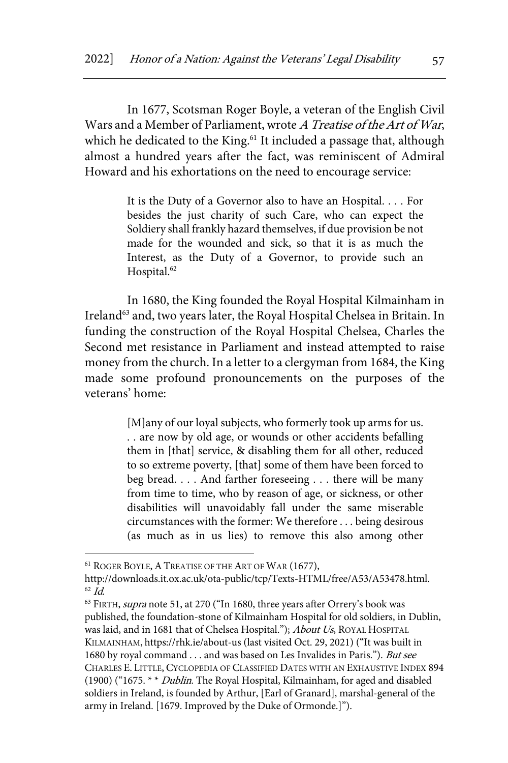In 1677, Scotsman Roger Boyle, a veteran of the English Civil Wars and a Member of Parliament, wrote *A Treatise of the Art of War*, which he dedicated to the King.[61] It included a passage that, although almost a hundred years after the fact, was reminiscent of Admiral Howard and his exhortations on the need to encourage service:

> It is the Duty of a Governor also to have an Hospital. . . . For besides the just charity of such Care, who can expect the Soldiery shall frankly hazard themselves, if due provision be not made for the wounded and sick, so that it is as much the Interest, as the Duty of a Governor, to provide such an Hospital.[62]

In 1680, the King founded the Royal Hospital Kilmainham in Ireland[63] and, two years later, the Royal Hospital Chelsea in Britain. In funding the construction of the Royal Hospital Chelsea, Charles the Second met resistance in Parliament and instead attempted to raise money from the church. In a letter to a clergyman from 1684, the King made some profound pronouncements on the purposes of the veterans' home:

> [M]any of our loyal subjects, who formerly took up arms for us. . . are now by old age, or wounds or other accidents befalling them in [that] service, & disabling them for all other, reduced to so extreme poverty, [that] some of them have been forced to beg bread. . . . And farther foreseeing . . . there will be many from time to time, who by reason of age, or sickness, or other disabilities will unavoidably fall under the same miserable circumstances with the former: We therefore . . . being desirous (as much as in us lies) to remove this also among other

---

[61] ROGER BOYLE, A TREATISE OF THE ART OF WAR (1677), http://downloads.it.ox.ac.uk/ota-public/tcp/Texts-HTML/free/A53/A53478.html.

[62] *Id.*

[63] FIRTH, *supra* note 51, at 270 ("In 1680, three years after Orrery's book was published, the foundation-stone of Kilmainham Hospital for old soldiers, in Dublin, was laid, and in 1681 that of Chelsea Hospital."); *About Us*, ROYAL HOSPITAL KILMAINHAM, https://rhk.ie/about-us (last visited Oct. 29, 2021) ("It was built in 1680 by royal command . . . and was based on Les Invalides in Paris."). *But see* CHARLES E. LITTLE, CYCLOPEDIA OF CLASSIFIED DATES WITH AN EXHAUSTIVE INDEX 894 (1900) ("1675. * * *Dublin*. The Royal Hospital, Kilmainham, for aged and disabled soldiers in Ireland, is founded by Arthur, [Earl of Granard], marshal-general of the army in Ireland. [1679. Improved by the Duke of Ormonde.]").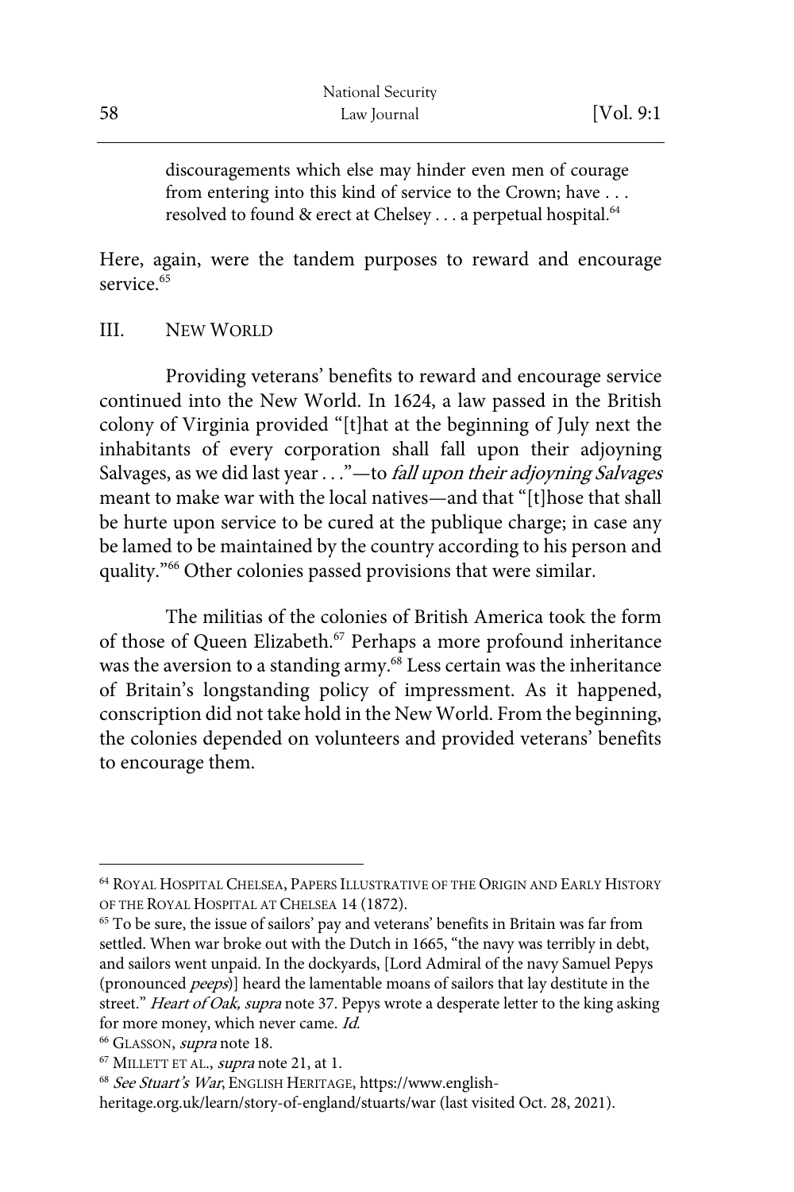> discouragements which else may hinder even men of courage from entering into this kind of service to the Crown; have . . . resolved to found & erect at Chelsey . . . a perpetual hospital.[64]

Here, again, were the tandem purposes to reward and encourage service.[65]

## III. NEW WORLD

Providing veterans' benefits to reward and encourage service continued into the New World. In 1624, a law passed in the British colony of Virginia provided "[t]hat at the beginning of July next the inhabitants of every corporation shall fall upon their adjoyning Salvages, as we did last year . . ."—to *fall upon their adjoyning Salvages* meant to make war with the local natives—and that "[t]hose that shall be hurte upon service to be cured at the publique charge; in case any be lamed to be maintained by the country according to his person and quality."[66] Other colonies passed provisions that were similar.

The militias of the colonies of British America took the form of those of Queen Elizabeth.[67] Perhaps a more profound inheritance was the aversion to a standing army.[68] Less certain was the inheritance of Britain's longstanding policy of impressment. As it happened, conscription did not take hold in the New World. From the beginning, the colonies depended on volunteers and provided veterans' benefits to encourage them.

---

[64] ROYAL HOSPITAL CHELSEA, PAPERS ILLUSTRATIVE OF THE ORIGIN AND EARLY HISTORY OF THE ROYAL HOSPITAL AT CHELSEA 14 (1872).

[65] To be sure, the issue of sailors' pay and veterans' benefits in Britain was far from settled. When war broke out with the Dutch in 1665, "the navy was terribly in debt, and sailors went unpaid. In the dockyards, [Lord Admiral of the navy Samuel Pepys (pronounced *peeps*)] heard the lamentable moans of sailors that lay destitute in the street." *Heart of Oak, supra* note 37. Pepys wrote a desperate letter to the king asking for more money, which never came. *Id.*

[66] GLASSON, *supra* note 18.

[67] MILLETT ET AL., *supra* note 21, at 1.

[68] *See Stuart's War*, ENGLISH HERITAGE, https://www.english-heritage.org.uk/learn/story-of-england/stuarts/war (last visited Oct. 28, 2021).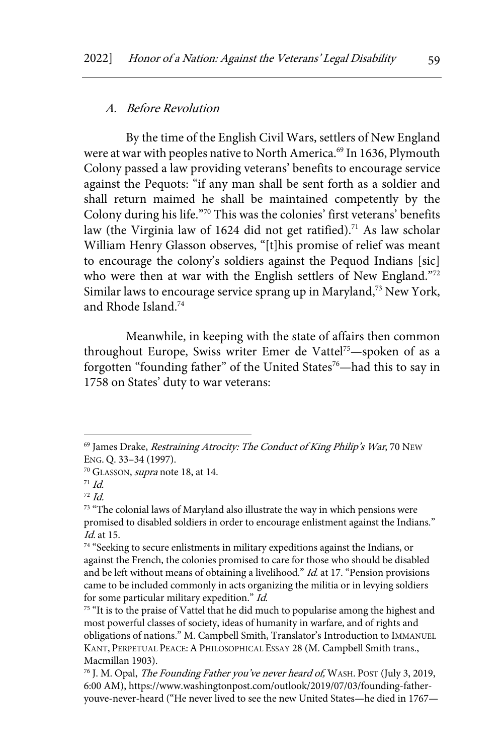### *A. Before Revolution*

By the time of the English Civil Wars, settlers of New England were at war with peoples native to North America.[69] In 1636, Plymouth Colony passed a law providing veterans' benefits to encourage service against the Pequots: "if any man shall be sent forth as a soldier and shall return maimed he shall be maintained competently by the Colony during his life."[70] This was the colonies' first veterans' benefits law (the Virginia law of 1624 did not get ratified).[71] As law scholar William Henry Glasson observes, "[t]his promise of relief was meant to encourage the colony's soldiers against the Pequod Indians [sic] who were then at war with the English settlers of New England."[72] Similar laws to encourage service sprang up in Maryland,[73] New York, and Rhode Island.[74]

Meanwhile, in keeping with the state of affairs then common throughout Europe, Swiss writer Emer de Vattel[75]—spoken of as a forgotten "founding father" of the United States[76]—had this to say in 1758 on States' duty to war veterans:

---

[69] James Drake, *Restraining Atrocity: The Conduct of King Philip's War*, 70 NEW ENG. Q. 33–34 (1997).

[70] GLASSON, *supra* note 18, at 14.

[71] *Id.*

[72] *Id.*

[73] "The colonial laws of Maryland also illustrate the way in which pensions were promised to disabled soldiers in order to encourage enlistment against the Indians." *Id.* at 15.

[74] "Seeking to secure enlistments in military expeditions against the Indians, or against the French, the colonies promised to care for those who should be disabled and be left without means of obtaining a livelihood." *Id.* at 17. "Pension provisions came to be included commonly in acts organizing the militia or in levying soldiers for some particular military expedition." *Id.*

[75] "It is to the praise of Vattel that he did much to popularise among the highest and most powerful classes of society, ideas of humanity in warfare, and of rights and obligations of nations." M. Campbell Smith, Translator's Introduction to IMMANUEL KANT, PERPETUAL PEACE: A PHILOSOPHICAL ESSAY 28 (M. Campbell Smith trans., Macmillan 1903).

[76] J. M. Opal, *The Founding Father you've never heard of*, WASH. POST (July 3, 2019, 6:00 AM), https://www.washingtonpost.com/outlook/2019/07/03/founding-father-youve-never-heard ("He never lived to see the new United States—he died in 1767—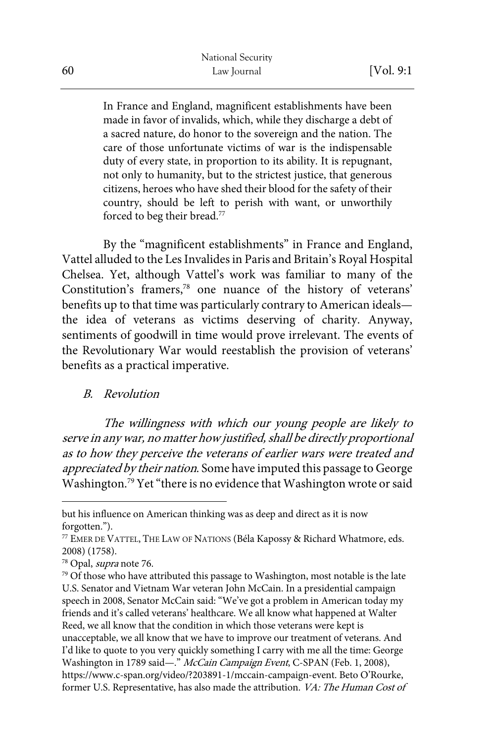> In France and England, magnificent establishments have been made in favor of invalids, which, while they discharge a debt of a sacred nature, do honor to the sovereign and the nation. The care of those unfortunate victims of war is the indispensable duty of every state, in proportion to its ability. It is repugnant, not only to humanity, but to the strictest justice, that generous citizens, heroes who have shed their blood for the safety of their country, should be left to perish with want, or unworthily forced to beg their bread.[77]

By the "magnificent establishments" in France and England, Vattel alluded to the Les Invalides in Paris and Britain's Royal Hospital Chelsea. Yet, although Vattel's work was familiar to many of the Constitution's framers,[78] one nuance of the history of veterans' benefits up to that time was particularly contrary to American ideals—the idea of veterans as victims deserving of charity. Anyway, sentiments of goodwill in time would prove irrelevant. The events of the Revolutionary War would reestablish the provision of veterans' benefits as a practical imperative.

### *B. Revolution*

*The willingness with which our young people are likely to serve in any war, no matter how justified, shall be directly proportional as to how they perceive the veterans of earlier wars were treated and appreciated by their nation*. Some have imputed this passage to George Washington.[79] Yet "there is no evidence that Washington wrote or said

---

but his influence on American thinking was as deep and direct as it is now forgotten.").

[77] EMER DE VATTEL, THE LAW OF NATIONS (Béla Kapossy & Richard Whatmore, eds. 2008) (1758).

[78] Opal, *supra* note 76.

[79] Of those who have attributed this passage to Washington, most notable is the late U.S. Senator and Vietnam War veteran John McCain. In a presidential campaign speech in 2008, Senator McCain said: "We've got a problem in American today my friends and it's called veterans' healthcare. We all know what happened at Walter Reed, we all know that the condition in which those veterans were kept is unacceptable, we all know that we have to improve our treatment of veterans. And I'd like to quote to you very quickly something I carry with me all the time: George Washington in 1789 said—." *McCain Campaign Event*, C-SPAN (Feb. 1, 2008), https://www.c-span.org/video/?203891-1/mccain-campaign-event. Beto O'Rourke, former U.S. Representative, has also made the attribution. *VA: The Human Cost of*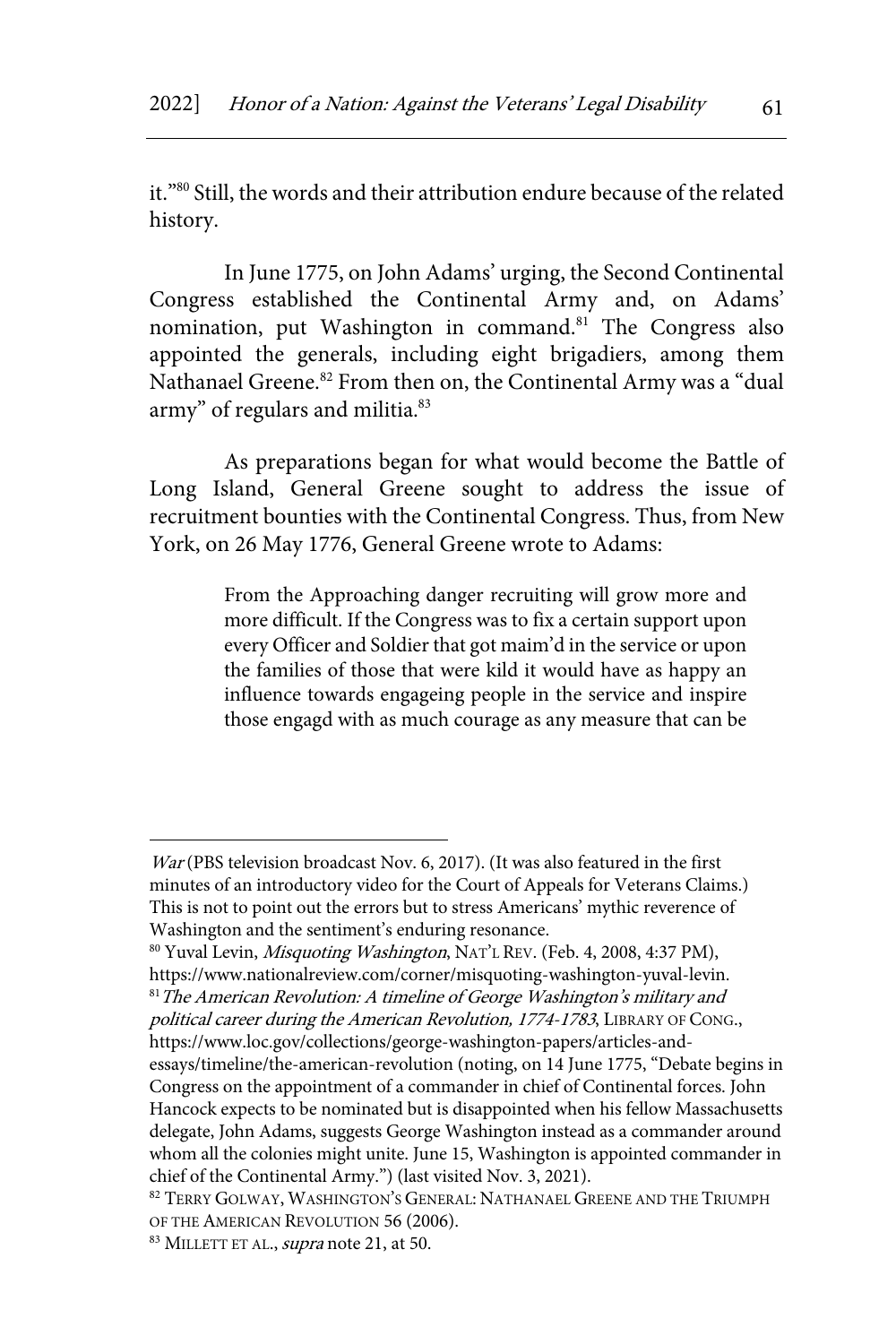it."[80] Still, the words and their attribution endure because of the related history.

In June 1775, on John Adams' urging, the Second Continental Congress established the Continental Army and, on Adams' nomination, put Washington in command.[81] The Congress also appointed the generals, including eight brigadiers, among them Nathanael Greene.[82] From then on, the Continental Army was a "dual army" of regulars and militia.[83]

As preparations began for what would become the Battle of Long Island, General Greene sought to address the issue of recruitment bounties with the Continental Congress. Thus, from New York, on 26 May 1776, General Greene wrote to Adams:

> From the Approaching danger recruiting will grow more and more difficult. If the Congress was to fix a certain support upon every Officer and Soldier that got maim'd in the service or upon the families of those that were kild it would have as happy an influence towards engageing people in the service and inspire those engagd with as much courage as any measure that can be

---

*War* (PBS television broadcast Nov. 6, 2017). (It was also featured in the first minutes of an introductory video for the Court of Appeals for Veterans Claims.) This is not to point out the errors but to stress Americans' mythic reverence of Washington and the sentiment's enduring resonance.

[80] Yuval Levin, *Misquoting Washington*, NAT'L REV. (Feb. 4, 2008, 4:37 PM), https://www.nationalreview.com/corner/misquoting-washington-yuval-levin.

[81] *The American Revolution: A timeline of George Washington's military and political career during the American Revolution, 1774-1783*, LIBRARY OF CONG., https://www.loc.gov/collections/george-washington-papers/articles-and-essays/timeline/the-american-revolution (noting, on 14 June 1775, "Debate begins in Congress on the appointment of a commander in chief of Continental forces. John Hancock expects to be nominated but is disappointed when his fellow Massachusetts delegate, John Adams, suggests George Washington instead as a commander around whom all the colonies might unite. June 15, Washington is appointed commander in chief of the Continental Army.") (last visited Nov. 3, 2021).

[82] TERRY GOLWAY, WASHINGTON'S GENERAL: NATHANAEL GREENE AND THE TRIUMPH OF THE AMERICAN REVOLUTION 56 (2006).

[83] MILLETT ET AL., *supra* note 21, at 50.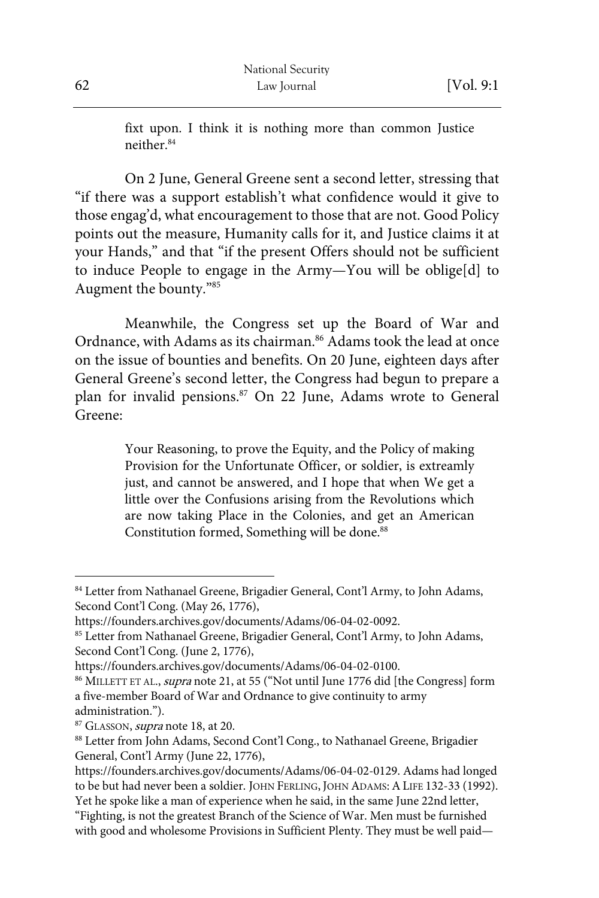> fixt upon. I think it is nothing more than common Justice neither.[84]

On 2 June, General Greene sent a second letter, stressing that "if there was a support establish't what confidence would it give to those engag'd, what encouragement to those that are not. Good Policy points out the measure, Humanity calls for it, and Justice claims it at your Hands," and that "if the present Offers should not be sufficient to induce People to engage in the Army—You will be oblige[d] to Augment the bounty."[85]

Meanwhile, the Congress set up the Board of War and Ordnance, with Adams as its chairman.[86] Adams took the lead at once on the issue of bounties and benefits. On 20 June, eighteen days after General Greene's second letter, the Congress had begun to prepare a plan for invalid pensions.[87] On 22 June, Adams wrote to General Greene:

> Your Reasoning, to prove the Equity, and the Policy of making Provision for the Unfortunate Officer, or soldier, is extreamly just, and cannot be answered, and I hope that when We get a little over the Confusions arising from the Revolutions which are now taking Place in the Colonies, and get an American Constitution formed, Something will be done.[88]

---

[84] Letter from Nathanael Greene, Brigadier General, Cont'l Army, to John Adams, Second Cont'l Cong. (May 26, 1776), https://founders.archives.gov/documents/Adams/06-04-02-0092.

[85] Letter from Nathanael Greene, Brigadier General, Cont'l Army, to John Adams, Second Cont'l Cong. (June 2, 1776), https://founders.archives.gov/documents/Adams/06-04-02-0100.

[86] MILLETT ET AL., *supra* note 21, at 55 ("Not until June 1776 did [the Congress] form a five-member Board of War and Ordnance to give continuity to army administration.").

[87] GLASSON, *supra* note 18, at 20.

[88] Letter from John Adams, Second Cont'l Cong., to Nathanael Greene, Brigadier General, Cont'l Army (June 22, 1776), https://founders.archives.gov/documents/Adams/06-04-02-0129. Adams had longed to be but had never been a soldier. JOHN FERLING, JOHN ADAMS: A LIFE 132-33 (1992). Yet he spoke like a man of experience when he said, in the same June 22nd letter, "Fighting, is not the greatest Branch of the Science of War. Men must be furnished with good and wholesome Provisions in Sufficient Plenty. They must be well paid—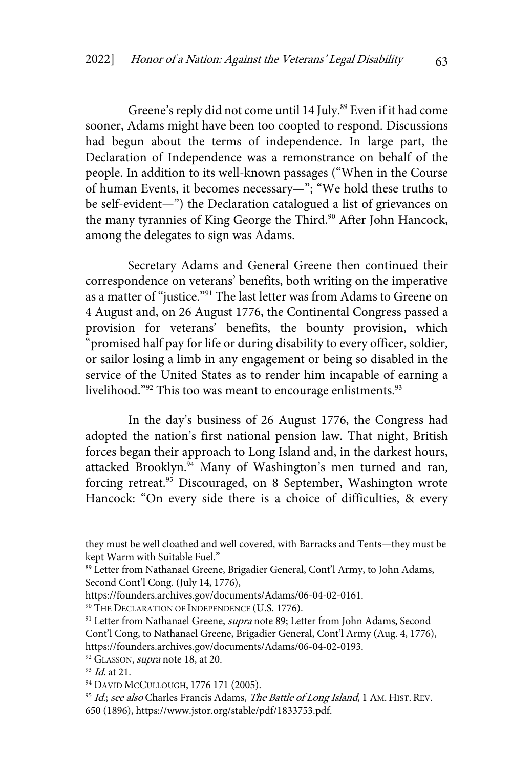Greene's reply did not come until 14 July.[89] Even if it had come sooner, Adams might have been too coopted to respond. Discussions had begun about the terms of independence. In large part, the Declaration of Independence was a remonstrance on behalf of the people. In addition to its well-known passages ("When in the Course of human Events, it becomes necessary—"; "We hold these truths to be self-evident—") the Declaration catalogued a list of grievances on the many tyrannies of King George the Third.[90] After John Hancock, among the delegates to sign was Adams.

Secretary Adams and General Greene then continued their correspondence on veterans' benefits, both writing on the imperative as a matter of "justice."[91] The last letter was from Adams to Greene on 4 August and, on 26 August 1776, the Continental Congress passed a provision for veterans' benefits, the bounty provision, which "promised half pay for life or during disability to every officer, soldier, or sailor losing a limb in any engagement or being so disabled in the service of the United States as to render him incapable of earning a livelihood."[92] This too was meant to encourage enlistments.[93]

In the day's business of 26 August 1776, the Congress had adopted the nation's first national pension law. That night, British forces began their approach to Long Island and, in the darkest hours, attacked Brooklyn.[94] Many of Washington's men turned and ran, forcing retreat.[95] Discouraged, on 8 September, Washington wrote Hancock: "On every side there is a choice of difficulties, & every

---

they must be well cloathed and well covered, with Barracks and Tents—they must be kept Warm with Suitable Fuel."

[89] Letter from Nathanael Greene, Brigadier General, Cont'l Army, to John Adams, Second Cont'l Cong. (July 14, 1776), https://founders.archives.gov/documents/Adams/06-04-02-0161.

[90] THE DECLARATION OF INDEPENDENCE (U.S. 1776).

[91] Letter from Nathanael Greene, *supra* note 89; Letter from John Adams, Second Cont'l Cong, to Nathanael Greene, Brigadier General, Cont'l Army (Aug. 4, 1776), https://founders.archives.gov/documents/Adams/06-04-02-0193.

[92] GLASSON, *supra* note 18, at 20.

[93] *Id.* at 21.

[94] DAVID MCCULLOUGH, 1776 171 (2005).

[95] *Id.*; *see also* Charles Francis Adams, *The Battle of Long Island*, 1 AM. HIST. REV. 650 (1896), https://www.jstor.org/stable/pdf/1833753.pdf.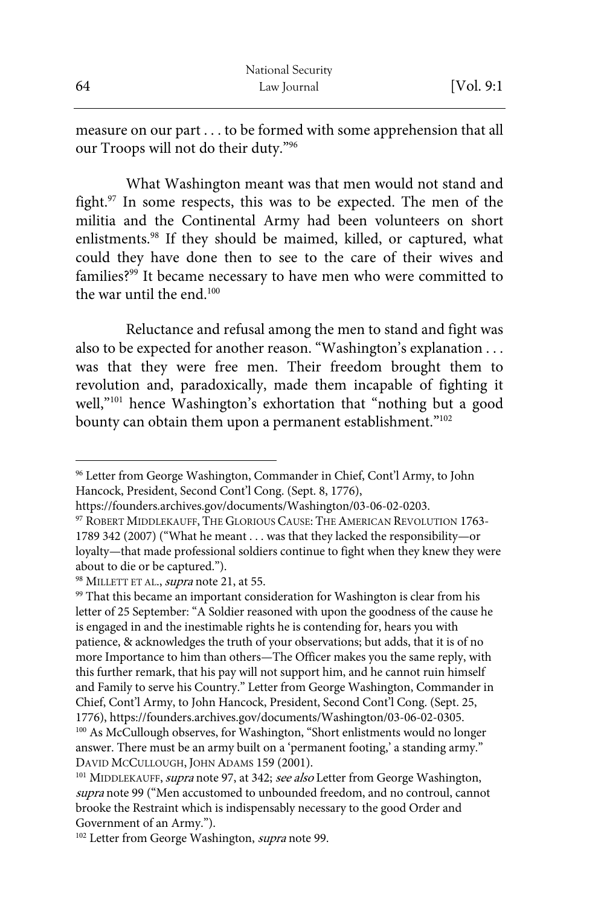measure on our part . . . to be formed with some apprehension that all our Troops will not do their duty."[96]

What Washington meant was that men would not stand and fight.[97] In some respects, this was to be expected. The men of the militia and the Continental Army had been volunteers on short enlistments.[98] If they should be maimed, killed, or captured, what could they have done then to see to the care of their wives and families?[99] It became necessary to have men who were committed to the war until the end.[100]

Reluctance and refusal among the men to stand and fight was also to be expected for another reason. "Washington's explanation . . . was that they were free men. Their freedom brought them to revolution and, paradoxically, made them incapable of fighting it well,"[101] hence Washington's exhortation that "nothing but a good bounty can obtain them upon a permanent establishment."[102]

---

[96] Letter from George Washington, Commander in Chief, Cont'l Army, to John Hancock, President, Second Cont'l Cong. (Sept. 8, 1776), https://founders.archives.gov/documents/Washington/03-06-02-0203.

[97] ROBERT MIDDLEKAUFF, THE GLORIOUS CAUSE: THE AMERICAN REVOLUTION 1763-1789 342 (2007) ("What he meant . . . was that they lacked the responsibility—or loyalty—that made professional soldiers continue to fight when they knew they were about to die or be captured.").

[98] MILLETT ET AL., *supra* note 21, at 55.

[99] That this became an important consideration for Washington is clear from his letter of 25 September: "A Soldier reasoned with upon the goodness of the cause he is engaged in and the inestimable rights he is contending for, hears you with patience, & acknowledges the truth of your observations; but adds, that it is of no more Importance to him than others—The Officer makes you the same reply, with this further remark, that his pay will not support him, and he cannot ruin himself and Family to serve his Country." Letter from George Washington, Commander in Chief, Cont'l Army, to John Hancock, President, Second Cont'l Cong. (Sept. 25, 1776), https://founders.archives.gov/documents/Washington/03-06-02-0305.

[100] As McCullough observes, for Washington, "Short enlistments would no longer answer. There must be an army built on a 'permanent footing,' a standing army." DAVID MCCULLOUGH, JOHN ADAMS 159 (2001).

[101] MIDDLEKAUFF, *supra* note 97, at 342; *see also* Letter from George Washington, *supra* note 99 ("Men accustomed to unbounded freedom, and no controul, cannot brooke the Restraint which is indispensably necessary to the good Order and Government of an Army.").

[102] Letter from George Washington, *supra* note 99.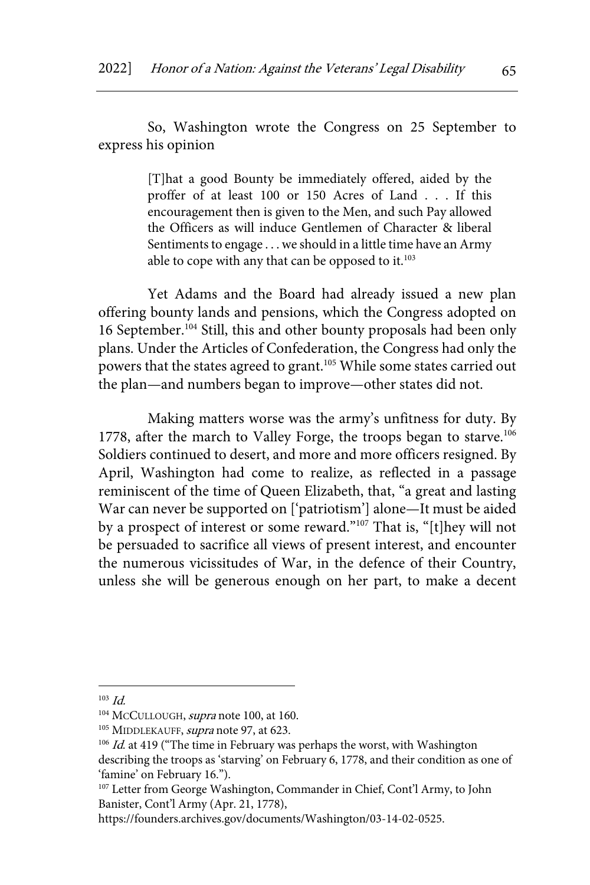So, Washington wrote the Congress on 25 September to express his opinion

> [T]hat a good Bounty be immediately offered, aided by the proffer of at least 100 or 150 Acres of Land . . . If this encouragement then is given to the Men, and such Pay allowed the Officers as will induce Gentlemen of Character & liberal Sentiments to engage . . . we should in a little time have an Army able to cope with any that can be opposed to it.[103]

Yet Adams and the Board had already issued a new plan offering bounty lands and pensions, which the Congress adopted on 16 September.[104] Still, this and other bounty proposals had been only plans. Under the Articles of Confederation, the Congress had only the powers that the states agreed to grant.[105] While some states carried out the plan—and numbers began to improve—other states did not.

Making matters worse was the army's unfitness for duty. By 1778, after the march to Valley Forge, the troops began to starve.[106] Soldiers continued to desert, and more and more officers resigned. By April, Washington had come to realize, as reflected in a passage reminiscent of the time of Queen Elizabeth, that, "a great and lasting War can never be supported on ['patriotism'] alone—It must be aided by a prospect of interest or some reward."[107] That is, "[t]hey will not be persuaded to sacrifice all views of present interest, and encounter the numerous vicissitudes of War, in the defence of their Country, unless she will be generous enough on her part, to make a decent

---

[103] *Id.*

[104] MCCULLOUGH, *supra* note 100, at 160.

[105] MIDDLEKAUFF, *supra* note 97, at 623.

[106] *Id.* at 419 ("The time in February was perhaps the worst, with Washington describing the troops as 'starving' on February 6, 1778, and their condition as one of 'famine' on February 16.").

[107] Letter from George Washington, Commander in Chief, Cont'l Army, to John Banister, Cont'l Army (Apr. 21, 1778), https://founders.archives.gov/documents/Washington/03-14-02-0525.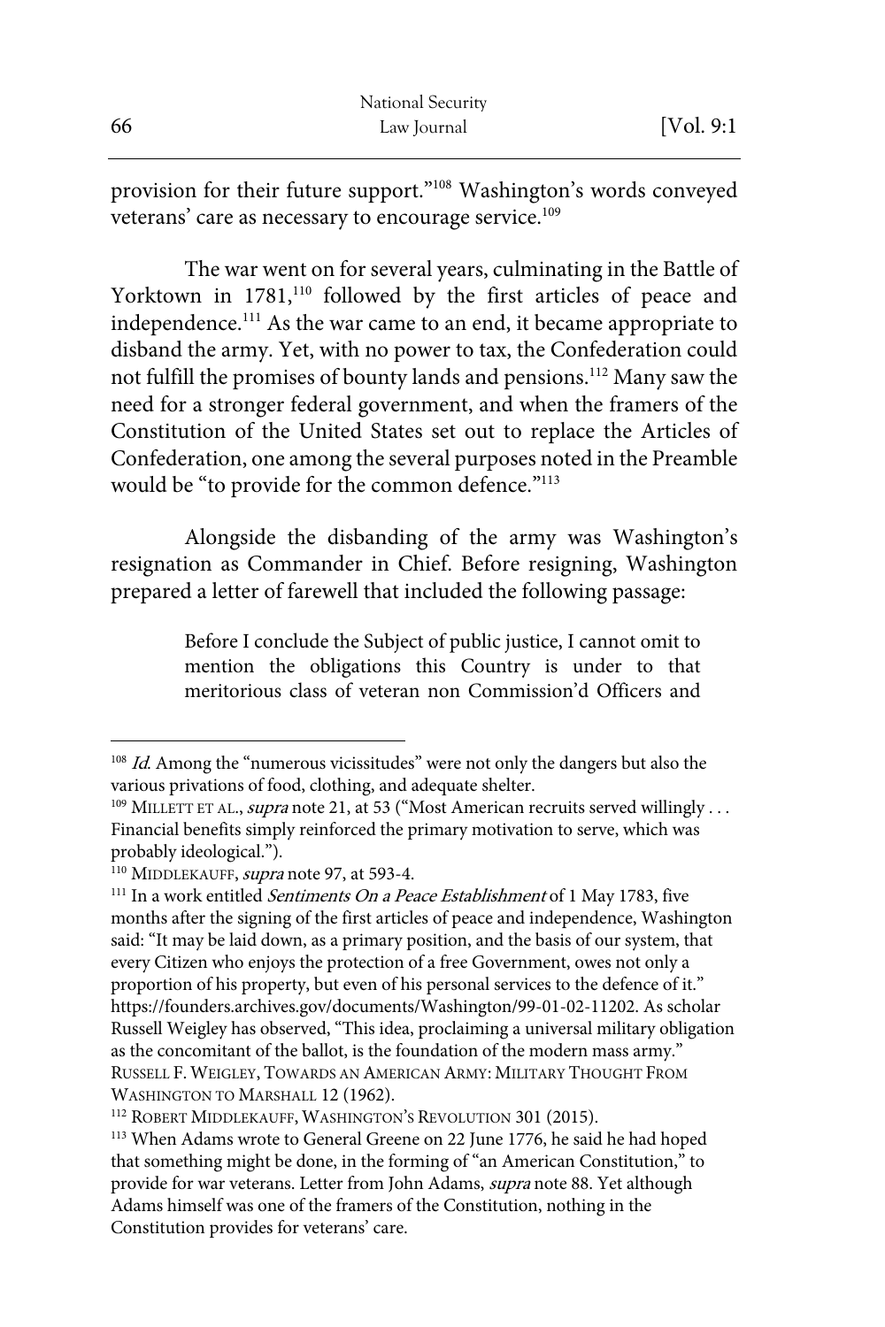provision for their future support."[108] Washington's words conveyed veterans' care as necessary to encourage service.[109]

The war went on for several years, culminating in the Battle of Yorktown in 1781,[110] followed by the first articles of peace and independence.[111] As the war came to an end, it became appropriate to disband the army. Yet, with no power to tax, the Confederation could not fulfill the promises of bounty lands and pensions.[112] Many saw the need for a stronger federal government, and when the framers of the Constitution of the United States set out to replace the Articles of Confederation, one among the several purposes noted in the Preamble would be "to provide for the common defence."[113]

Alongside the disbanding of the army was Washington's resignation as Commander in Chief. Before resigning, Washington prepared a letter of farewell that included the following passage:

> Before I conclude the Subject of public justice, I cannot omit to mention the obligations this Country is under to that meritorious class of veteran non Commission'd Officers and

---

[108] *Id.* Among the "numerous vicissitudes" were not only the dangers but also the various privations of food, clothing, and adequate shelter.

[109] MILLETT ET AL., *supra* note 21, at 53 ("Most American recruits served willingly . . . Financial benefits simply reinforced the primary motivation to serve, which was probably ideological.").

[110] MIDDLEKAUFF, *supra* note 97, at 593-4.

[111] In a work entitled *Sentiments On a Peace Establishment* of 1 May 1783, five months after the signing of the first articles of peace and independence, Washington said: "It may be laid down, as a primary position, and the basis of our system, that every Citizen who enjoys the protection of a free Government, owes not only a proportion of his property, but even of his personal services to the defence of it." https://founders.archives.gov/documents/Washington/99-01-02-11202. As scholar Russell Weigley has observed, "This idea, proclaiming a universal military obligation as the concomitant of the ballot, is the foundation of the modern mass army." RUSSELL F. WEIGLEY, TOWARDS AN AMERICAN ARMY: MILITARY THOUGHT FROM WASHINGTON TO MARSHALL 12 (1962).

[112] ROBERT MIDDLEKAUFF, WASHINGTON'S REVOLUTION 301 (2015).

[113] When Adams wrote to General Greene on 22 June 1776, he said he had hoped that something might be done, in the forming of "an American Constitution," to provide for war veterans. Letter from John Adams, *supra* note 88. Yet although Adams himself was one of the framers of the Constitution, nothing in the Constitution provides for veterans' care.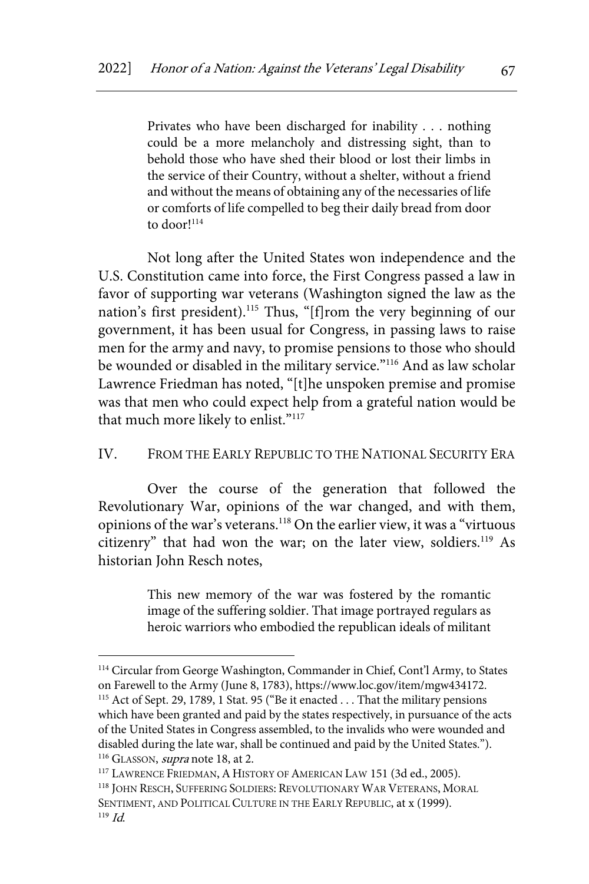> Privates who have been discharged for inability . . . nothing could be a more melancholy and distressing sight, than to behold those who have shed their blood or lost their limbs in the service of their Country, without a shelter, without a friend and without the means of obtaining any of the necessaries of life or comforts of life compelled to beg their daily bread from door to door![114]

Not long after the United States won independence and the U.S. Constitution came into force, the First Congress passed a law in favor of supporting war veterans (Washington signed the law as the nation's first president).[115] Thus, "[f]rom the very beginning of our government, it has been usual for Congress, in passing laws to raise men for the army and navy, to promise pensions to those who should be wounded or disabled in the military service."[116] And as law scholar Lawrence Friedman has noted, "[t]he unspoken premise and promise was that men who could expect help from a grateful nation would be that much more likely to enlist."[117]

## IV. FROM THE EARLY REPUBLIC TO THE NATIONAL SECURITY ERA

Over the course of the generation that followed the Revolutionary War, opinions of the war changed, and with them, opinions of the war's veterans.[118] On the earlier view, it was a "virtuous citizenry" that had won the war; on the later view, soldiers.[119] As historian John Resch notes,

> This new memory of the war was fostered by the romantic image of the suffering soldier. That image portrayed regulars as heroic warriors who embodied the republican ideals of militant

---

[114] Circular from George Washington, Commander in Chief, Cont'l Army, to States on Farewell to the Army (June 8, 1783), https://www.loc.gov/item/mgw434172.

[115] Act of Sept. 29, 1789, 1 Stat. 95 ("Be it enacted . . . That the military pensions which have been granted and paid by the states respectively, in pursuance of the acts of the United States in Congress assembled, to the invalids who were wounded and disabled during the late war, shall be continued and paid by the United States.").

[116] GLASSON, *supra* note 18, at 2.

[117] LAWRENCE FRIEDMAN, A HISTORY OF AMERICAN LAW 151 (3d ed., 2005).

[118] JOHN RESCH, SUFFERING SOLDIERS: REVOLUTIONARY WAR VETERANS, MORAL SENTIMENT, AND POLITICAL CULTURE IN THE EARLY REPUBLIC, at x (1999).

[119] *Id.*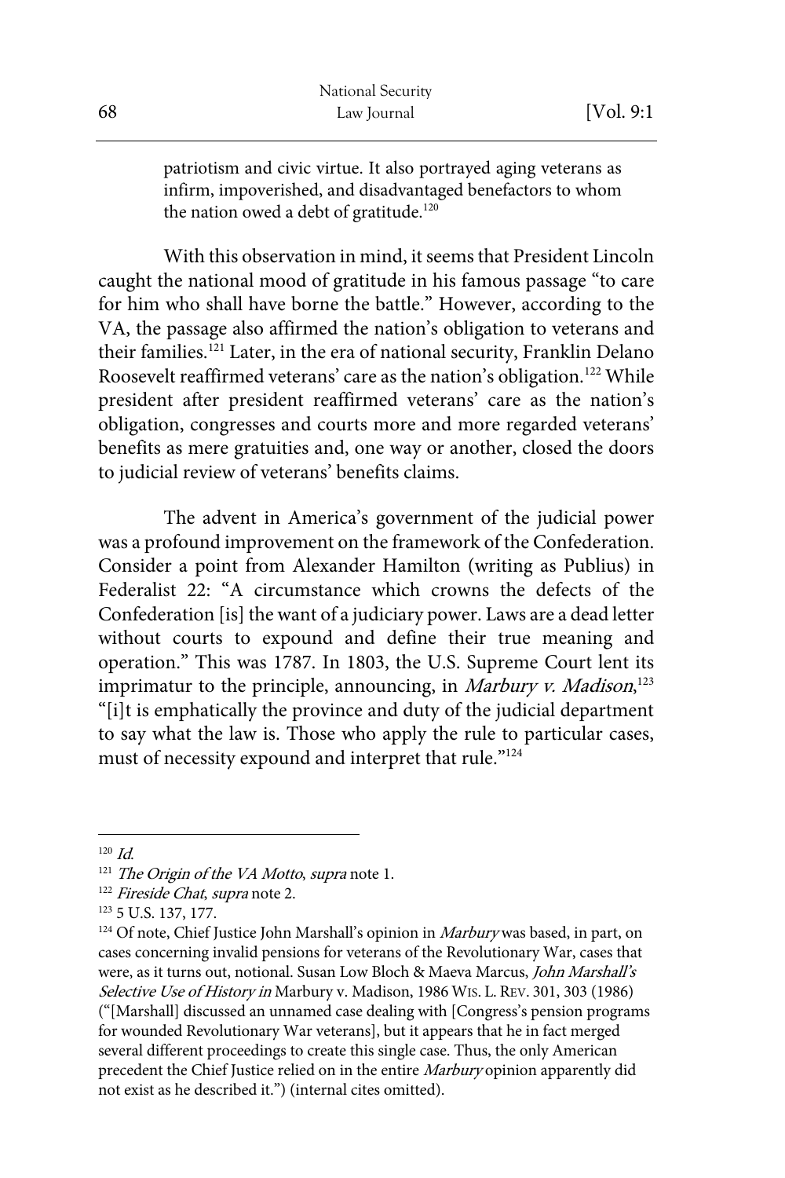patriotism and civic virtue. It also portrayed aging veterans as infirm, impoverished, and disadvantaged benefactors to whom the nation owed a debt of gratitude.[120]

With this observation in mind, it seems that President Lincoln caught the national mood of gratitude in his famous passage "to care for him who shall have borne the battle." However, according to the VA, the passage also affirmed the nation's obligation to veterans and their families.[121] Later, in the era of national security, Franklin Delano Roosevelt reaffirmed veterans' care as the nation's obligation.[122] While president after president reaffirmed veterans' care as the nation's obligation, congresses and courts more and more regarded veterans' benefits as mere gratuities and, one way or another, closed the doors to judicial review of veterans' benefits claims.

The advent in America's government of the judicial power was a profound improvement on the framework of the Confederation. Consider a point from Alexander Hamilton (writing as Publius) in Federalist 22: "A circumstance which crowns the defects of the Confederation [is] the want of a judiciary power. Laws are a dead letter without courts to expound and define their true meaning and operation." This was 1787. In 1803, the U.S. Supreme Court lent its imprimatur to the principle, announcing, in *Marbury v. Madison*,[123] "[i]t is emphatically the province and duty of the judicial department to say what the law is. Those who apply the rule to particular cases, must of necessity expound and interpret that rule."[124]

---

[120] *Id.*

[121] *The Origin of the VA Motto*, *supra* note 1.

[122] *Fireside Chat*, *supra* note 2.

[123] 5 U.S. 137, 177.

[124] Of note, Chief Justice John Marshall's opinion in *Marbury* was based, in part, on cases concerning invalid pensions for veterans of the Revolutionary War, cases that were, as it turns out, notional. Susan Low Bloch & Maeva Marcus, *John Marshall's Selective Use of History in* Marbury v. Madison, 1986 WIS. L. REV. 301, 303 (1986) ("[Marshall] discussed an unnamed case dealing with [Congress's pension programs for wounded Revolutionary War veterans], but it appears that he in fact merged several different proceedings to create this single case. Thus, the only American precedent the Chief Justice relied on in the entire *Marbury* opinion apparently did not exist as he described it.") (internal cites omitted).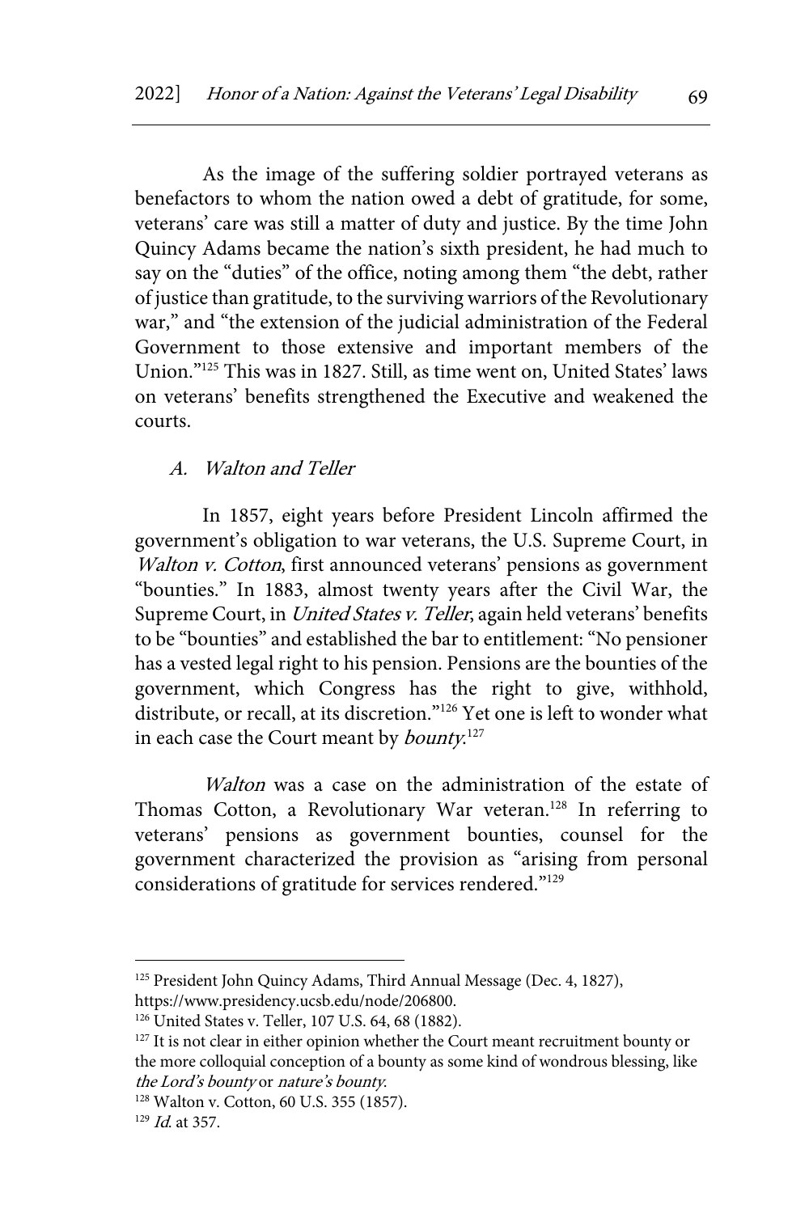As the image of the suffering soldier portrayed veterans as benefactors to whom the nation owed a debt of gratitude, for some, veterans' care was still a matter of duty and justice. By the time John Quincy Adams became the nation's sixth president, he had much to say on the "duties" of the office, noting among them "the debt, rather of justice than gratitude, to the surviving warriors of the Revolutionary war," and "the extension of the judicial administration of the Federal Government to those extensive and important members of the Union."[125] This was in 1827. Still, as time went on, United States' laws on veterans' benefits strengthened the Executive and weakened the courts.

### A. *Walton* and *Teller*

In 1857, eight years before President Lincoln affirmed the government's obligation to war veterans, the U.S. Supreme Court, in *Walton v. Cotton*, first announced veterans' pensions as government "bounties." In 1883, almost twenty years after the Civil War, the Supreme Court, in *United States v. Teller*, again held veterans' benefits to be "bounties" and established the bar to entitlement: "No pensioner has a vested legal right to his pension. Pensions are the bounties of the government, which Congress has the right to give, withhold, distribute, or recall, at its discretion."[126] Yet one is left to wonder what in each case the Court meant by *bounty*.[127]

*Walton* was a case on the administration of the estate of Thomas Cotton, a Revolutionary War veteran.[128] In referring to veterans' pensions as government bounties, counsel for the government characterized the provision as "arising from personal considerations of gratitude for services rendered."[129]

---

[125] President John Quincy Adams, Third Annual Message (Dec. 4, 1827), https://www.presidency.ucsb.edu/node/206800.

[126] United States v. Teller, 107 U.S. 64, 68 (1882).

[127] It is not clear in either opinion whether the Court meant recruitment bounty or the more colloquial conception of a bounty as some kind of wondrous blessing, like *the Lord's bounty* or *nature's bounty*.

[128] Walton v. Cotton, 60 U.S. 355 (1857).

[129] *Id.* at 357.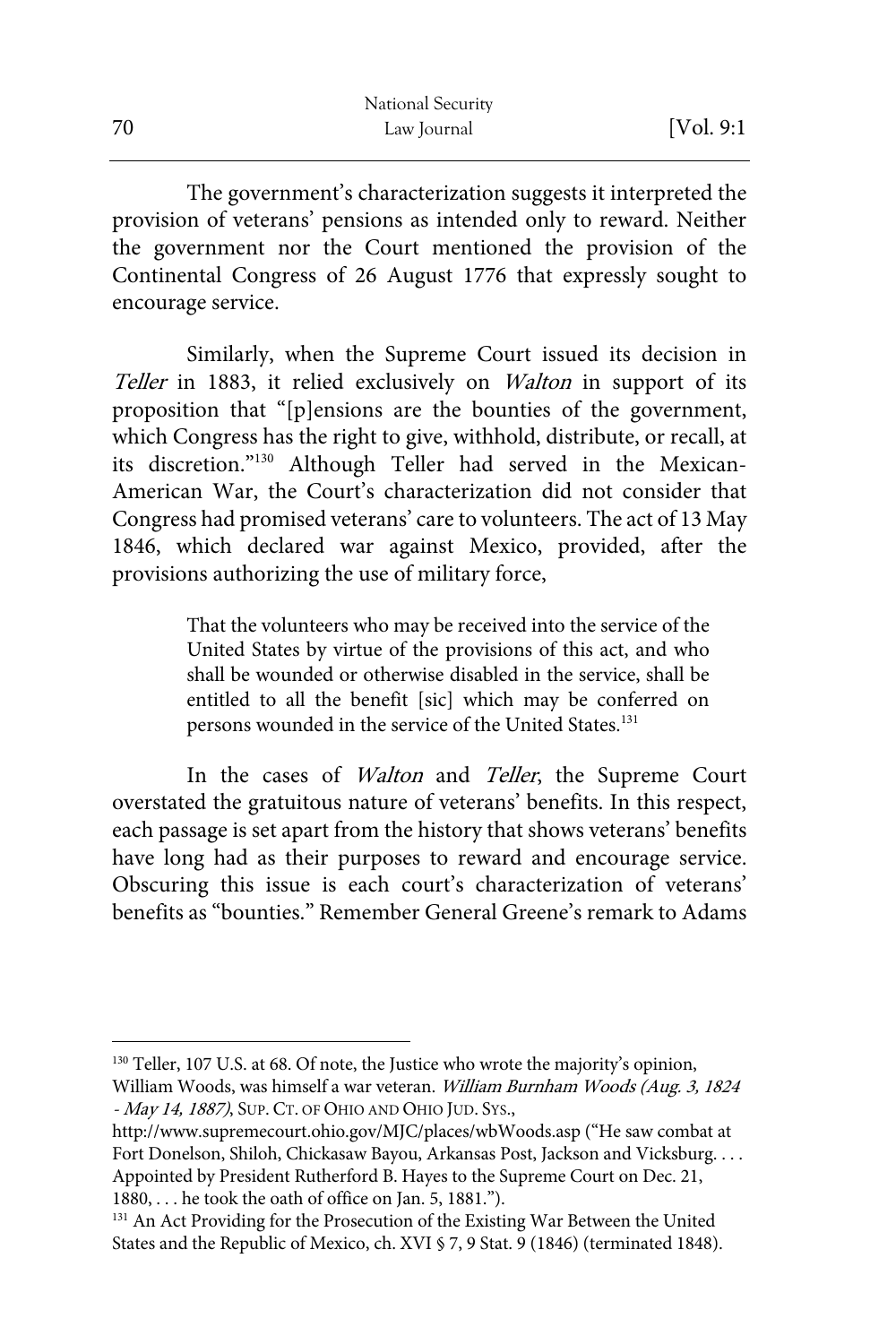The government's characterization suggests it interpreted the provision of veterans' pensions as intended only to reward. Neither the government nor the Court mentioned the provision of the Continental Congress of 26 August 1776 that expressly sought to encourage service.

Similarly, when the Supreme Court issued its decision in *Teller* in 1883, it relied exclusively on *Walton* in support of its proposition that "[p]ensions are the bounties of the government, which Congress has the right to give, withhold, distribute, or recall, at its discretion."[130] Although Teller had served in the Mexican-American War, the Court's characterization did not consider that Congress had promised veterans' care to volunteers. The act of 13 May 1846, which declared war against Mexico, provided, after the provisions authorizing the use of military force,

> That the volunteers who may be received into the service of the United States by virtue of the provisions of this act, and who shall be wounded or otherwise disabled in the service, shall be entitled to all the benefit [sic] which may be conferred on persons wounded in the service of the United States.[131]

In the cases of *Walton* and *Teller*, the Supreme Court overstated the gratuitous nature of veterans' benefits. In this respect, each passage is set apart from the history that shows veterans' benefits have long had as their purposes to reward and encourage service. Obscuring this issue is each court's characterization of veterans' benefits as "bounties." Remember General Greene's remark to Adams

---

[130] Teller, 107 U.S. at 68. Of note, the Justice who wrote the majority's opinion, William Woods, was himself a war veteran. *William Burnham Woods (Aug. 3, 1824 - May 14, 1887)*, SUP. CT. OF OHIO AND OHIO JUD. SYS., http://www.supremecourt.ohio.gov/MJC/places/wbWoods.asp ("He saw combat at Fort Donelson, Shiloh, Chickasaw Bayou, Arkansas Post, Jackson and Vicksburg. . . . Appointed by President Rutherford B. Hayes to the Supreme Court on Dec. 21, 1880, . . . he took the oath of office on Jan. 5, 1881.").

[131] An Act Providing for the Prosecution of the Existing War Between the United States and the Republic of Mexico, ch. XVI § 7, 9 Stat. 9 (1846) (terminated 1848).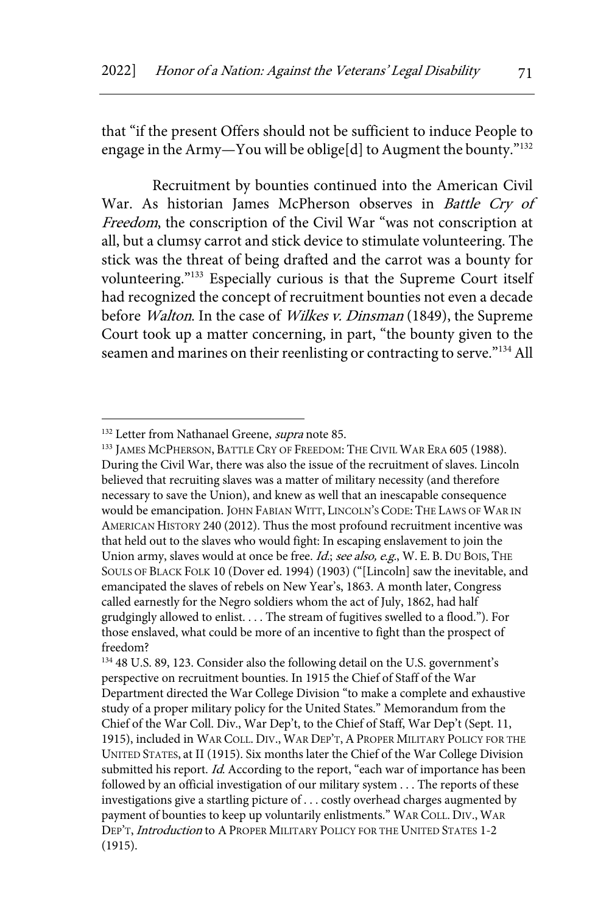that "if the present Offers should not be sufficient to induce People to engage in the Army—You will be oblige[d] to Augment the bounty."[132]

Recruitment by bounties continued into the American Civil War. As historian James McPherson observes in *Battle Cry of Freedom*, the conscription of the Civil War "was not conscription at all, but a clumsy carrot and stick device to stimulate volunteering. The stick was the threat of being drafted and the carrot was a bounty for volunteering."[133] Especially curious is that the Supreme Court itself had recognized the concept of recruitment bounties not even a decade before *Walton*. In the case of *Wilkes v. Dinsman* (1849), the Supreme Court took up a matter concerning, in part, "the bounty given to the seamen and marines on their reenlisting or contracting to serve."[134] All

---

[132] Letter from Nathanael Greene, *supra* note 85.

[133] JAMES MCPHERSON, BATTLE CRY OF FREEDOM: THE CIVIL WAR ERA 605 (1988). During the Civil War, there was also the issue of the recruitment of slaves. Lincoln believed that recruiting slaves was a matter of military necessity (and therefore necessary to save the Union), and knew as well that an inescapable consequence would be emancipation. JOHN FABIAN WITT, LINCOLN'S CODE: THE LAWS OF WAR IN AMERICAN HISTORY 240 (2012). Thus the most profound recruitment incentive was that held out to the slaves who would fight: In escaping enslavement to join the Union army, slaves would at once be free. *Id.*; *see also, e.g.*, W. E. B. DU BOIS, THE SOULS OF BLACK FOLK 10 (Dover ed. 1994) (1903) ("[Lincoln] saw the inevitable, and emancipated the slaves of rebels on New Year's, 1863. A month later, Congress called earnestly for the Negro soldiers whom the act of July, 1862, had half grudgingly allowed to enlist. . . . The stream of fugitives swelled to a flood."). For those enslaved, what could be more of an incentive to fight than the prospect of freedom?

[134] 48 U.S. 89, 123. Consider also the following detail on the U.S. government's perspective on recruitment bounties. In 1915 the Chief of Staff of the War Department directed the War College Division "to make a complete and exhaustive study of a proper military policy for the United States." Memorandum from the Chief of the War Coll. Div., War Dep't, to the Chief of Staff, War Dep't (Sept. 11, 1915), included in WAR COLL. DIV., WAR DEP'T, A PROPER MILITARY POLICY FOR THE UNITED STATES, at II (1915). Six months later the Chief of the War College Division submitted his report. *Id.* According to the report, "each war of importance has been followed by an official investigation of our military system . . . The reports of these investigations give a startling picture of . . . costly overhead charges augmented by payment of bounties to keep up voluntarily enlistments." WAR COLL. DIV., WAR DEP'T, *Introduction* to A PROPER MILITARY POLICY FOR THE UNITED STATES 1-2 (1915).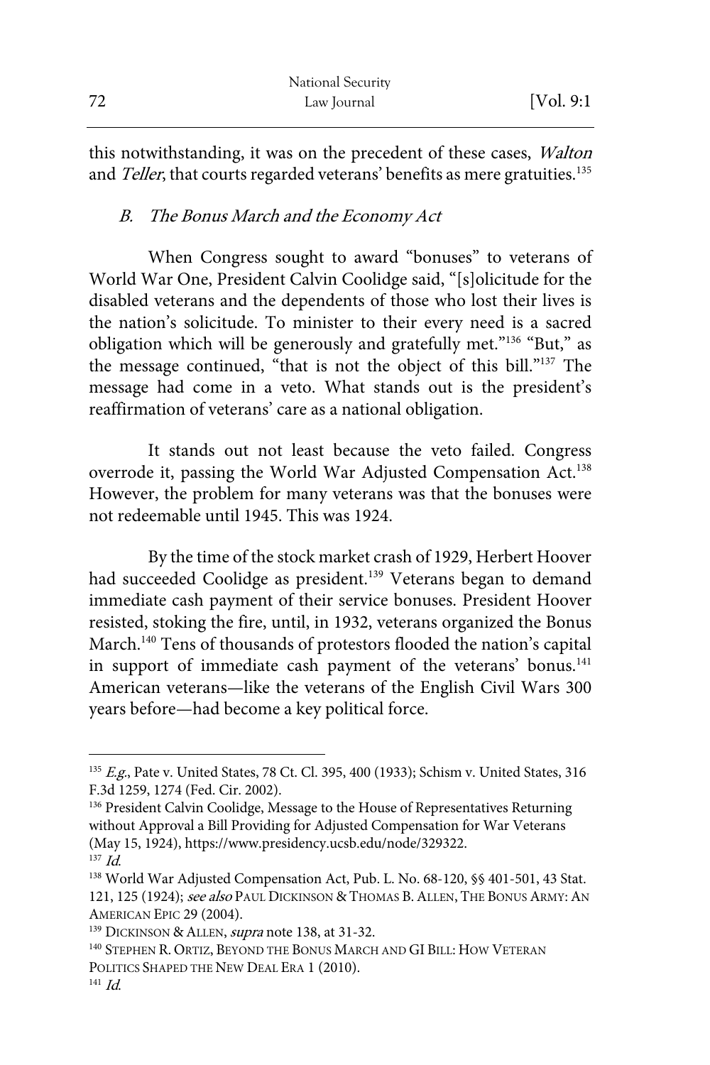this notwithstanding, it was on the precedent of these cases, *Walton* and *Teller*, that courts regarded veterans' benefits as mere gratuities.[135]

### *B. The Bonus March and the Economy Act*

When Congress sought to award "bonuses" to veterans of World War One, President Calvin Coolidge said, "[s]olicitude for the disabled veterans and the dependents of those who lost their lives is the nation's solicitude. To minister to their every need is a sacred obligation which will be generously and gratefully met."[136] "But," as the message continued, "that is not the object of this bill."[137] The message had come in a veto. What stands out is the president's reaffirmation of veterans' care as a national obligation.

It stands out not least because the veto failed. Congress overrode it, passing the World War Adjusted Compensation Act.[138] However, the problem for many veterans was that the bonuses were not redeemable until 1945. This was 1924.

By the time of the stock market crash of 1929, Herbert Hoover had succeeded Coolidge as president.[139] Veterans began to demand immediate cash payment of their service bonuses. President Hoover resisted, stoking the fire, until, in 1932, veterans organized the Bonus March.[140] Tens of thousands of protestors flooded the nation's capital in support of immediate cash payment of the veterans' bonus.[141] American veterans—like the veterans of the English Civil Wars 300 years before—had become a key political force.

---

[135] *E.g.*, Pate v. United States, 78 Ct. Cl. 395, 400 (1933); Schism v. United States, 316 F.3d 1259, 1274 (Fed. Cir. 2002).

[136] President Calvin Coolidge, Message to the House of Representatives Returning without Approval a Bill Providing for Adjusted Compensation for War Veterans (May 15, 1924), https://www.presidency.ucsb.edu/node/329322.

[137] *Id.*

[138] World War Adjusted Compensation Act, Pub. L. No. 68-120, §§ 401-501, 43 Stat. 121, 125 (1924); *see also* PAUL DICKINSON & THOMAS B. ALLEN, THE BONUS ARMY: AN AMERICAN EPIC 29 (2004).

[139] DICKINSON & ALLEN, *supra* note 138, at 31-32.

[140] STEPHEN R. ORTIZ, BEYOND THE BONUS MARCH AND GI BILL: HOW VETERAN POLITICS SHAPED THE NEW DEAL ERA 1 (2010).

[141] *Id.*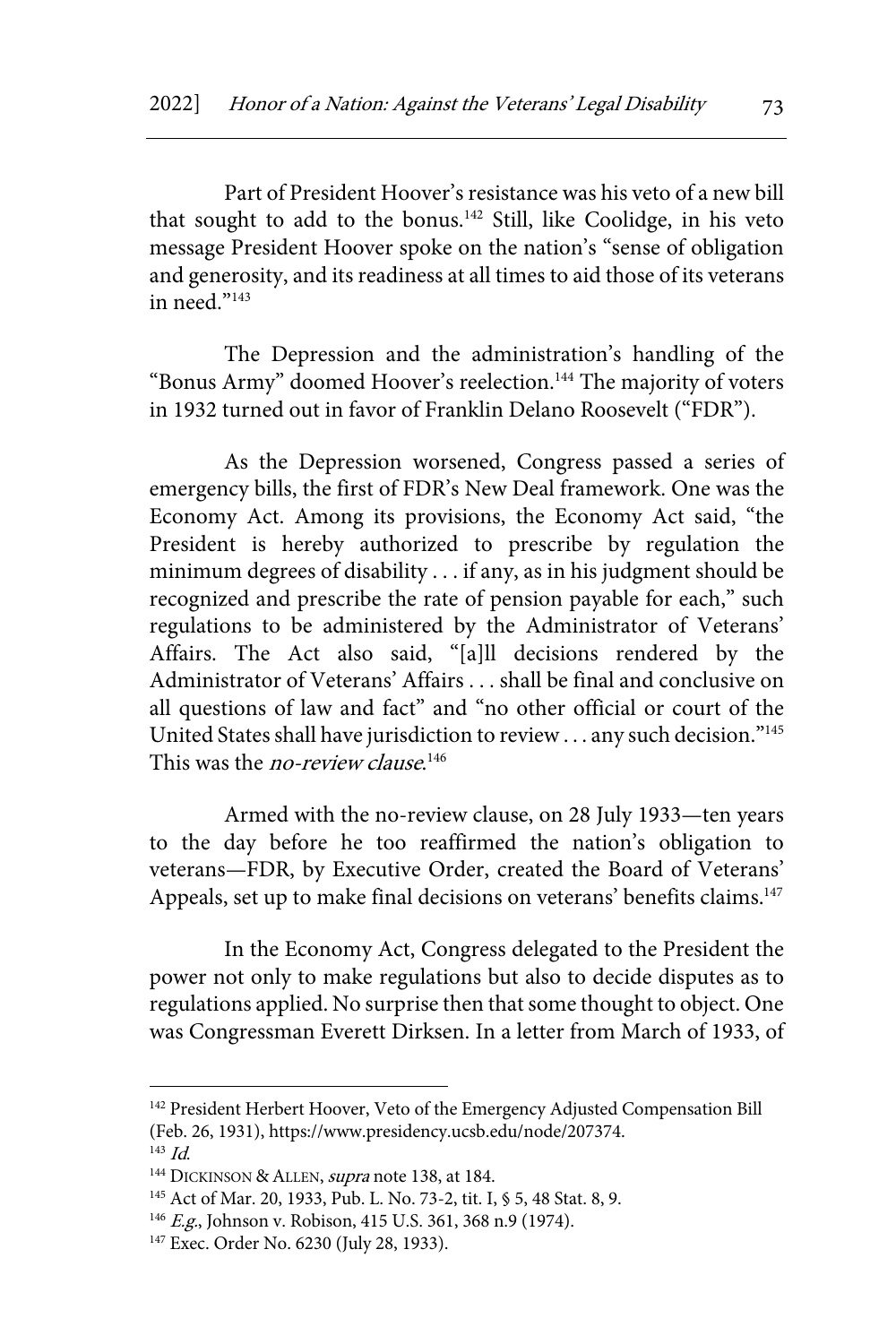Part of President Hoover's resistance was his veto of a new bill that sought to add to the bonus.[142] Still, like Coolidge, in his veto message President Hoover spoke on the nation's "sense of obligation and generosity, and its readiness at all times to aid those of its veterans in need."[143]

The Depression and the administration's handling of the "Bonus Army" doomed Hoover's reelection.[144] The majority of voters in 1932 turned out in favor of Franklin Delano Roosevelt ("FDR").

As the Depression worsened, Congress passed a series of emergency bills, the first of FDR's New Deal framework. One was the Economy Act. Among its provisions, the Economy Act said, "the President is hereby authorized to prescribe by regulation the minimum degrees of disability . . . if any, as in his judgment should be recognized and prescribe the rate of pension payable for each," such regulations to be administered by the Administrator of Veterans' Affairs. The Act also said, "[a]ll decisions rendered by the Administrator of Veterans' Affairs . . . shall be final and conclusive on all questions of law and fact" and "no other official or court of the United States shall have jurisdiction to review . . . any such decision."[145] This was the *no-review clause*.[146]

Armed with the no-review clause, on 28 July 1933—ten years to the day before he too reaffirmed the nation's obligation to veterans—FDR, by Executive Order, created the Board of Veterans' Appeals, set up to make final decisions on veterans' benefits claims.[147]

In the Economy Act, Congress delegated to the President the power not only to make regulations but also to decide disputes as to regulations applied. No surprise then that some thought to object. One was Congressman Everett Dirksen. In a letter from March of 1933, of

---

[142] President Herbert Hoover, Veto of the Emergency Adjusted Compensation Bill (Feb. 26, 1931), https://www.presidency.ucsb.edu/node/207374.

[143] *Id.*

[144] DICKINSON & ALLEN, *supra* note 138, at 184.

[145] Act of Mar. 20, 1933, Pub. L. No. 73-2, tit. I, § 5, 48 Stat. 8, 9.

[146] *E.g.*, Johnson v. Robison, 415 U.S. 361, 368 n.9 (1974).

[147] Exec. Order No. 6230 (July 28, 1933).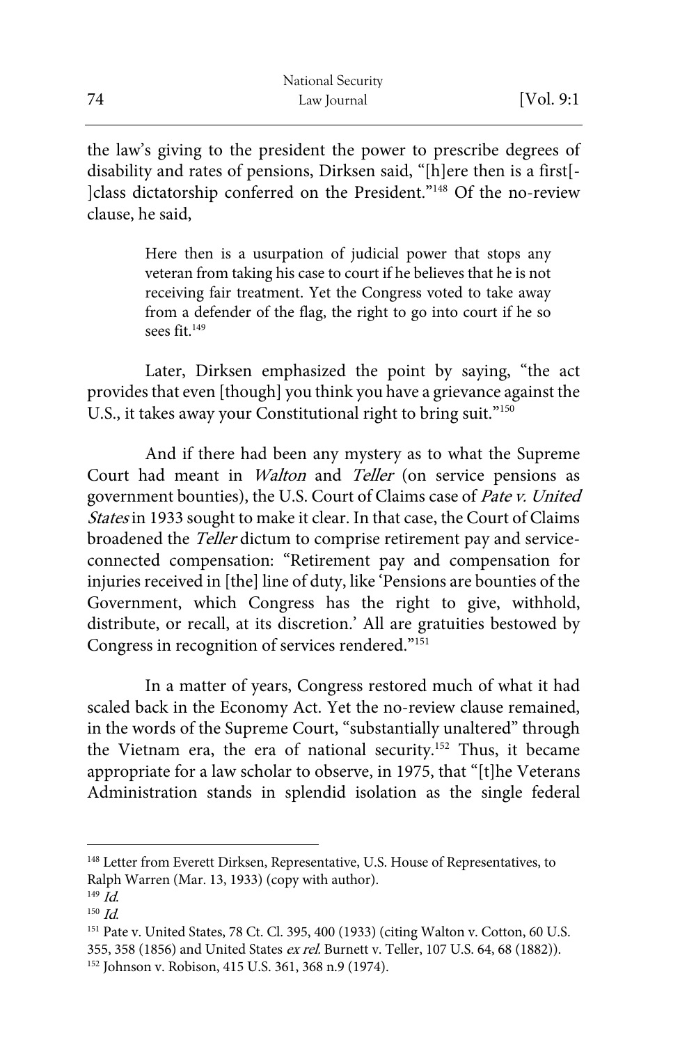the law's giving to the president the power to prescribe degrees of disability and rates of pensions, Dirksen said, "[h]ere then is a first[-]class dictatorship conferred on the President."[148] Of the no-review clause, he said,

> Here then is a usurpation of judicial power that stops any veteran from taking his case to court if he believes that he is not receiving fair treatment. Yet the Congress voted to take away from a defender of the flag, the right to go into court if he so sees fit.[149]

Later, Dirksen emphasized the point by saying, "the act provides that even [though] you think you have a grievance against the U.S., it takes away your Constitutional right to bring suit."[150]

And if there had been any mystery as to what the Supreme Court had meant in *Walton* and *Teller* (on service pensions as government bounties), the U.S. Court of Claims case of *Pate v. United States* in 1933 sought to make it clear. In that case, the Court of Claims broadened the *Teller* dictum to comprise retirement pay and service-connected compensation: "Retirement pay and compensation for injuries received in [the] line of duty, like 'Pensions are bounties of the Government, which Congress has the right to give, withhold, distribute, or recall, at its discretion.' All are gratuities bestowed by Congress in recognition of services rendered."[151]

In a matter of years, Congress restored much of what it had scaled back in the Economy Act. Yet the no-review clause remained, in the words of the Supreme Court, "substantially unaltered" through the Vietnam era, the era of national security.[152] Thus, it became appropriate for a law scholar to observe, in 1975, that "[t]he Veterans Administration stands in splendid isolation as the single federal

---

[148] Letter from Everett Dirksen, Representative, U.S. House of Representatives, to Ralph Warren (Mar. 13, 1933) (copy with author).

[149] *Id.*

[150] *Id.*

[151] Pate v. United States, 78 Ct. Cl. 395, 400 (1933) (citing Walton v. Cotton, 60 U.S. 355, 358 (1856) and United States *ex rel.* Burnett v. Teller, 107 U.S. 64, 68 (1882)).

[152] Johnson v. Robison, 415 U.S. 361, 368 n.9 (1974).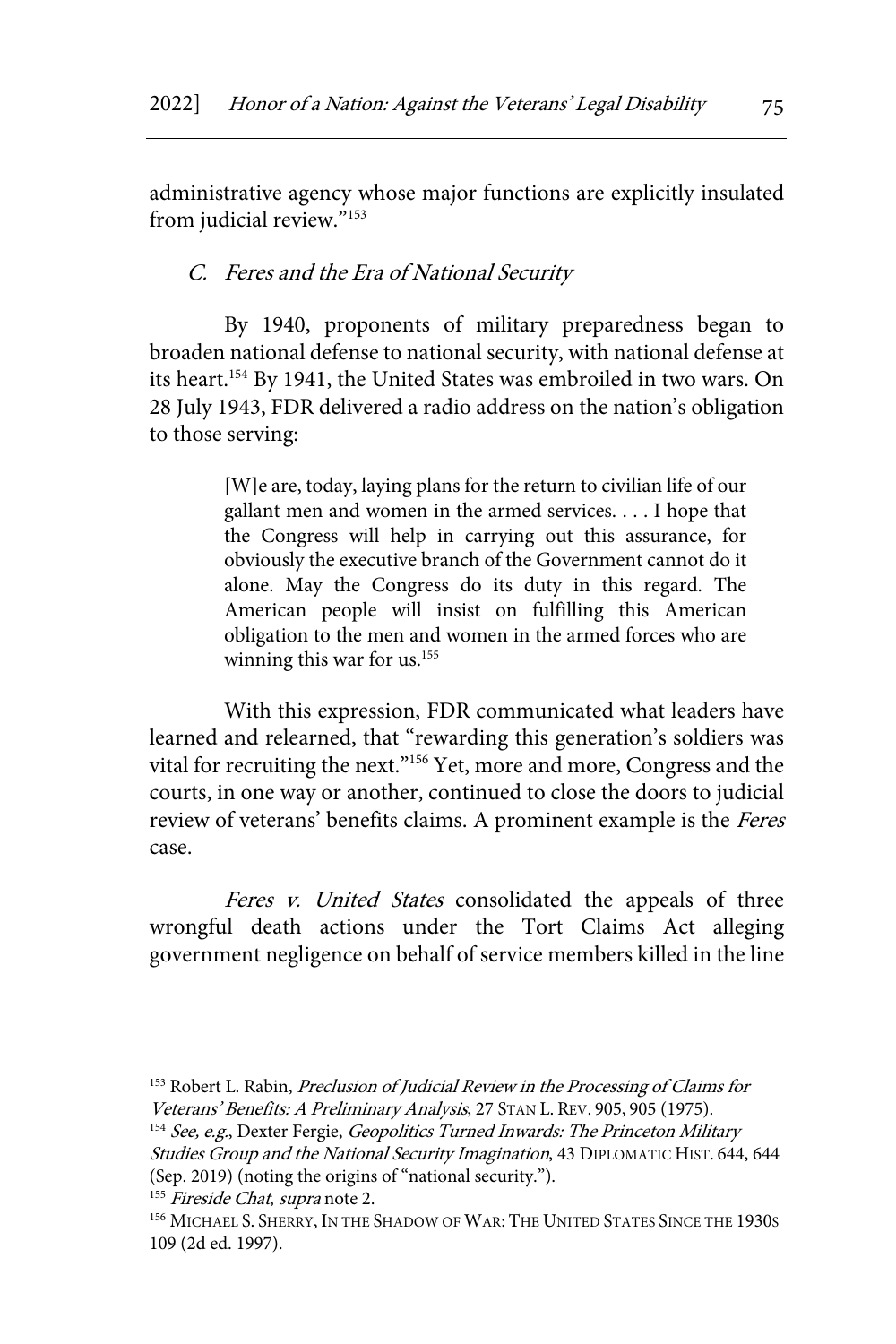administrative agency whose major functions are explicitly insulated from judicial review."[153]

### C. *Feres and the Era of National Security*

By 1940, proponents of military preparedness began to broaden national defense to national security, with national defense at its heart.[154] By 1941, the United States was embroiled in two wars. On 28 July 1943, FDR delivered a radio address on the nation's obligation to those serving:

> [W]e are, today, laying plans for the return to civilian life of our gallant men and women in the armed services. . . . I hope that the Congress will help in carrying out this assurance, for obviously the executive branch of the Government cannot do it alone. May the Congress do its duty in this regard. The American people will insist on fulfilling this American obligation to the men and women in the armed forces who are winning this war for us.[155]

With this expression, FDR communicated what leaders have learned and relearned, that "rewarding this generation's soldiers was vital for recruiting the next."[156] Yet, more and more, Congress and the courts, in one way or another, continued to close the doors to judicial review of veterans' benefits claims. A prominent example is the *Feres* case.

*Feres v. United States* consolidated the appeals of three wrongful death actions under the Tort Claims Act alleging government negligence on behalf of service members killed in the line

---

[153] Robert L. Rabin, *Preclusion of Judicial Review in the Processing of Claims for Veterans' Benefits: A Preliminary Analysis*, 27 STAN L. REV. 905, 905 (1975).

[154] *See, e.g.*, Dexter Fergie, *Geopolitics Turned Inwards: The Princeton Military Studies Group and the National Security Imagination*, 43 DIPLOMATIC HIST. 644, 644 (Sep. 2019) (noting the origins of "national security.").

[155] *Fireside Chat*, *supra* note 2.

[156] MICHAEL S. SHERRY, IN THE SHADOW OF WAR: THE UNITED STATES SINCE THE 1930S 109 (2d ed. 1997).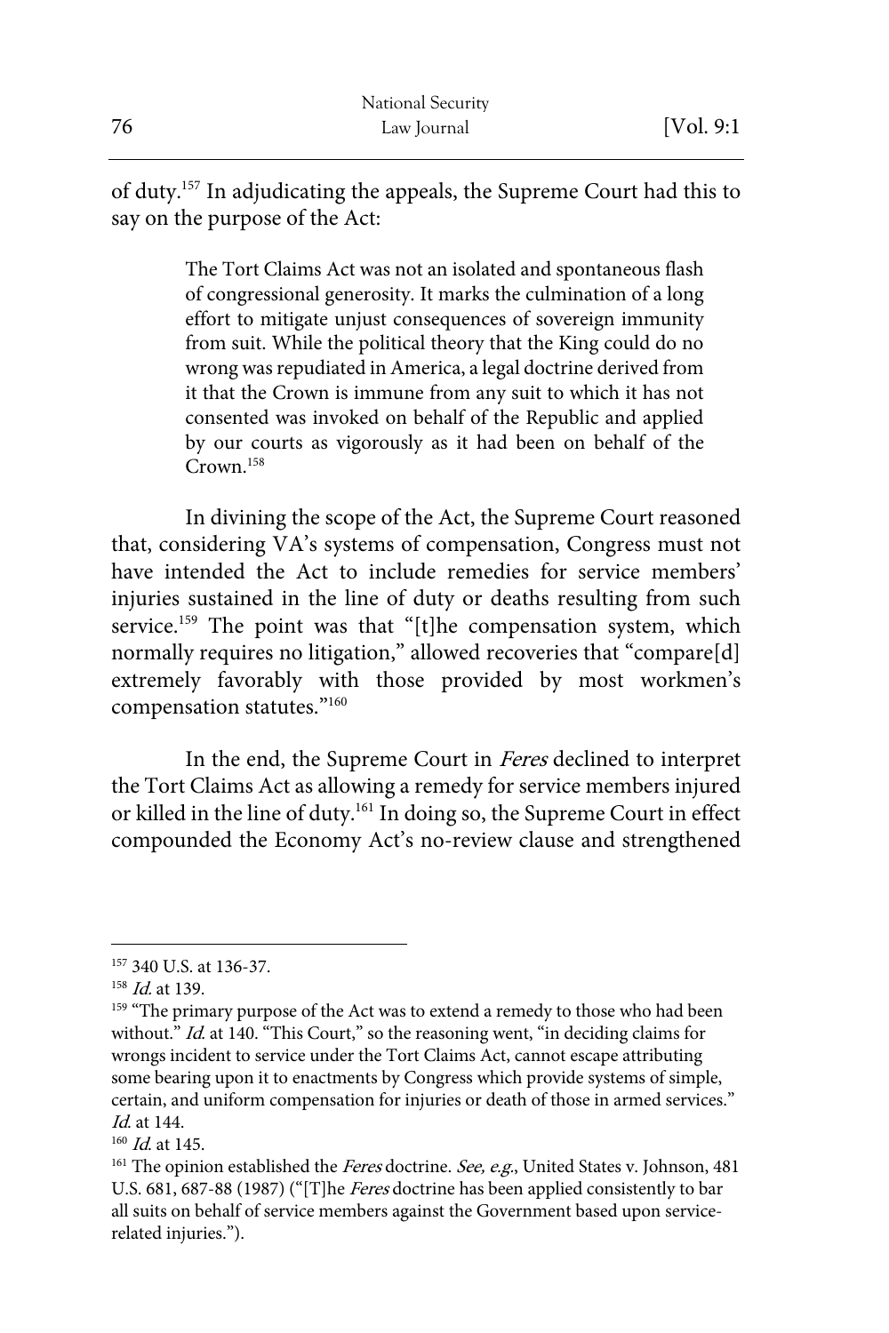of duty.[157] In adjudicating the appeals, the Supreme Court had this to say on the purpose of the Act:

> The Tort Claims Act was not an isolated and spontaneous flash of congressional generosity. It marks the culmination of a long effort to mitigate unjust consequences of sovereign immunity from suit. While the political theory that the King could do no wrong was repudiated in America, a legal doctrine derived from it that the Crown is immune from any suit to which it has not consented was invoked on behalf of the Republic and applied by our courts as vigorously as it had been on behalf of the Crown.[158]

In divining the scope of the Act, the Supreme Court reasoned that, considering VA's systems of compensation, Congress must not have intended the Act to include remedies for service members' injuries sustained in the line of duty or deaths resulting from such service.[159] The point was that "[t]he compensation system, which normally requires no litigation," allowed recoveries that "compare[d] extremely favorably with those provided by most workmen's compensation statutes."[160]

In the end, the Supreme Court in *Feres* declined to interpret the Tort Claims Act as allowing a remedy for service members injured or killed in the line of duty.[161] In doing so, the Supreme Court in effect compounded the Economy Act's no-review clause and strengthened

---

[157] 340 U.S. at 136-37.

[158] *Id.* at 139.

[159] "The primary purpose of the Act was to extend a remedy to those who had been without." *Id.* at 140. "This Court," so the reasoning went, "in deciding claims for wrongs incident to service under the Tort Claims Act, cannot escape attributing some bearing upon it to enactments by Congress which provide systems of simple, certain, and uniform compensation for injuries or death of those in armed services." *Id.* at 144.

[160] *Id.* at 145.

[161] The opinion established the *Feres* doctrine. *See, e.g.*, United States v. Johnson, 481 U.S. 681, 687-88 (1987) ("[T]he *Feres* doctrine has been applied consistently to bar all suits on behalf of service members against the Government based upon service-related injuries.").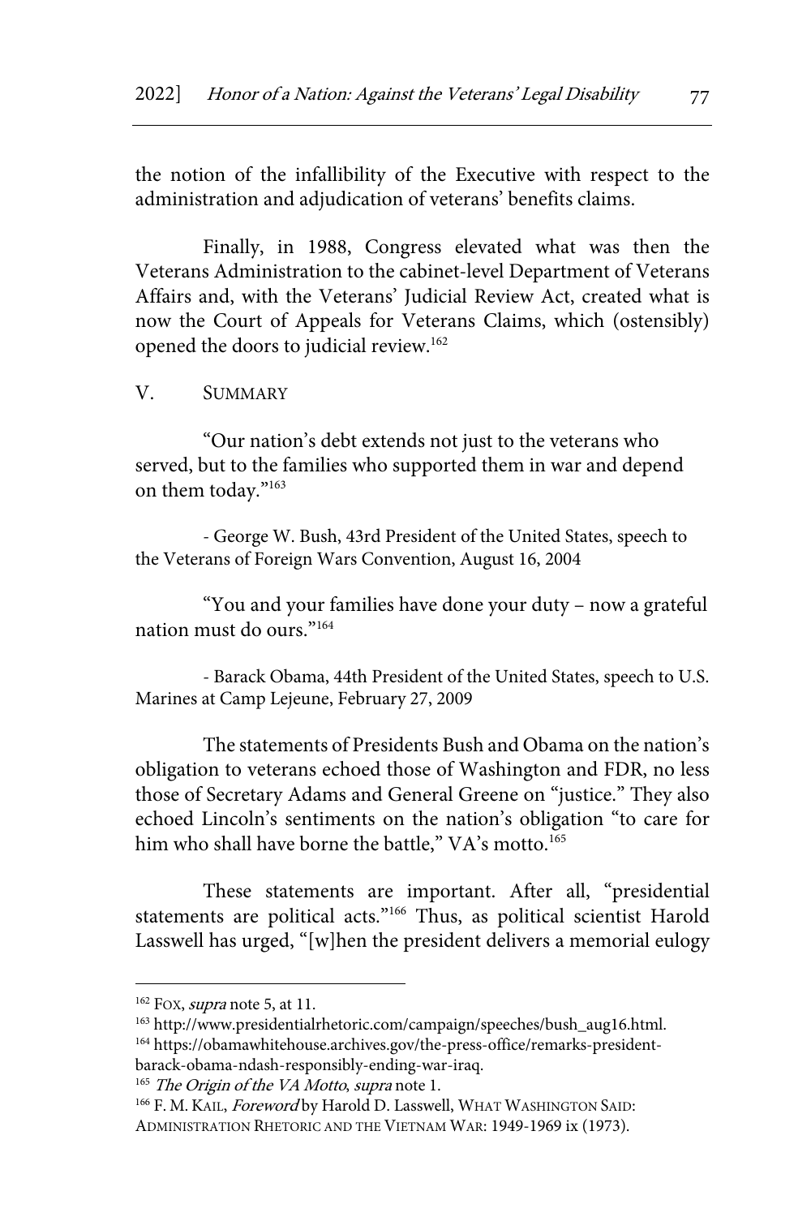the notion of the infallibility of the Executive with respect to the administration and adjudication of veterans' benefits claims.

Finally, in 1988, Congress elevated what was then the Veterans Administration to the cabinet-level Department of Veterans Affairs and, with the Veterans' Judicial Review Act, created what is now the Court of Appeals for Veterans Claims, which (ostensibly) opened the doors to judicial review.[162]

## V. SUMMARY

"Our nation's debt extends not just to the veterans who served, but to the families who supported them in war and depend on them today."[163]

- George W. Bush, 43rd President of the United States, speech to the Veterans of Foreign Wars Convention, August 16, 2004

"You and your families have done your duty – now a grateful nation must do ours."[164]

- Barack Obama, 44th President of the United States, speech to U.S. Marines at Camp Lejeune, February 27, 2009

The statements of Presidents Bush and Obama on the nation's obligation to veterans echoed those of Washington and FDR, no less those of Secretary Adams and General Greene on "justice." They also echoed Lincoln's sentiments on the nation's obligation "to care for him who shall have borne the battle," VA's motto.[165]

These statements are important. After all, "presidential statements are political acts."[166] Thus, as political scientist Harold Lasswell has urged, "[w]hen the president delivers a memorial eulogy

---

[162] FOX, *supra* note 5, at 11.

[163] http://www.presidentialrhetoric.com/campaign/speeches/bush_aug16.html.

[164] https://obamawhitehouse.archives.gov/the-press-office/remarks-president-barack-obama-ndash-responsibly-ending-war-iraq.

[165] *The Origin of the VA Motto*, *supra* note 1.

[166] F. M. KAIL, *Foreword* by Harold D. Lasswell, WHAT WASHINGTON SAID: ADMINISTRATION RHETORIC AND THE VIETNAM WAR: 1949-1969 ix (1973).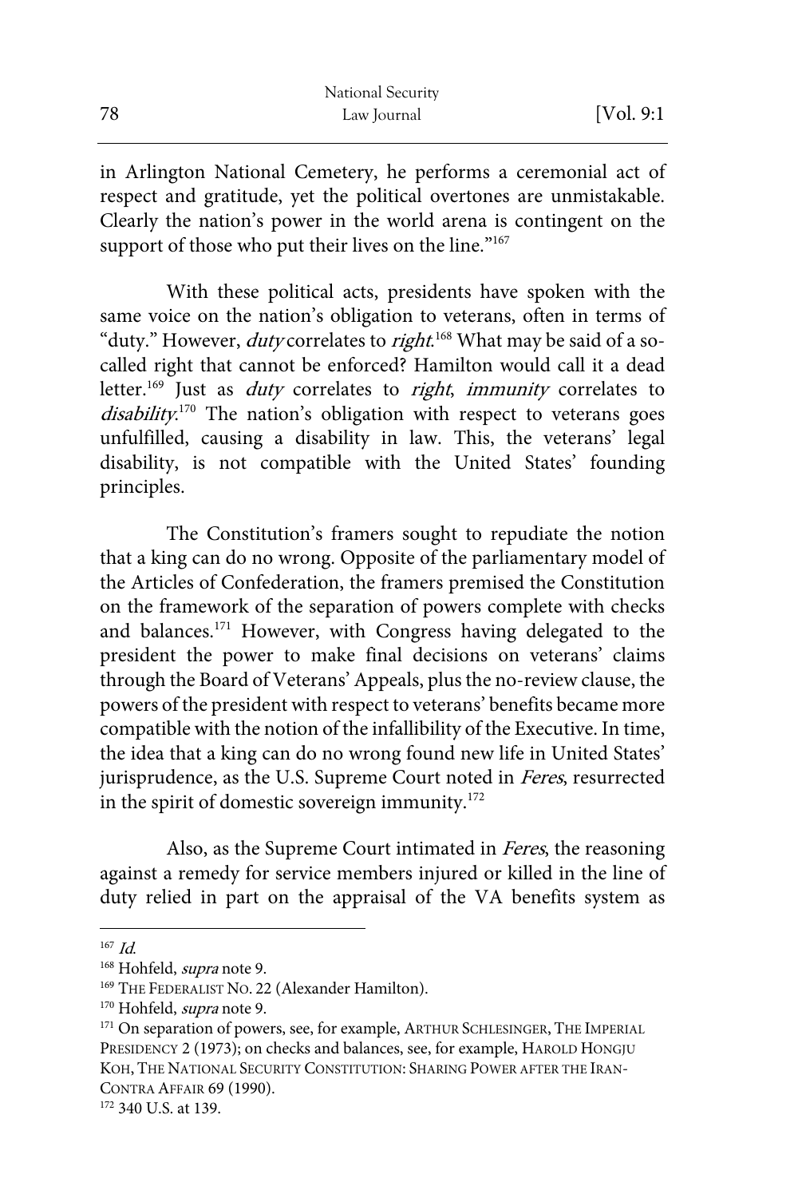in Arlington National Cemetery, he performs a ceremonial act of respect and gratitude, yet the political overtones are unmistakable. Clearly the nation's power in the world arena is contingent on the support of those who put their lives on the line."[167]

With these political acts, presidents have spoken with the same voice on the nation's obligation to veterans, often in terms of "duty." However, *duty* correlates to *right*.[168] What may be said of a so-called right that cannot be enforced? Hamilton would call it a dead letter.[169] Just as *duty* correlates to *right*, *immunity* correlates to *disability*.[170] The nation's obligation with respect to veterans goes unfulfilled, causing a disability in law. This, the veterans' legal disability, is not compatible with the United States' founding principles.

The Constitution's framers sought to repudiate the notion that a king can do no wrong. Opposite of the parliamentary model of the Articles of Confederation, the framers premised the Constitution on the framework of the separation of powers complete with checks and balances.[171] However, with Congress having delegated to the president the power to make final decisions on veterans' claims through the Board of Veterans' Appeals, plus the no-review clause, the powers of the president with respect to veterans' benefits became more compatible with the notion of the infallibility of the Executive. In time, the idea that a king can do no wrong found new life in United States' jurisprudence, as the U.S. Supreme Court noted in *Feres*, resurrected in the spirit of domestic sovereign immunity.[172]

Also, as the Supreme Court intimated in *Feres*, the reasoning against a remedy for service members injured or killed in the line of duty relied in part on the appraisal of the VA benefits system as

---

[167] *Id.*

[168] Hohfeld, *supra* note 9.

[169] THE FEDERALIST NO. 22 (Alexander Hamilton).

[170] Hohfeld, *supra* note 9.

[171] On separation of powers, see, for example, ARTHUR SCHLESINGER, THE IMPERIAL PRESIDENCY 2 (1973); on checks and balances, see, for example, HAROLD HONGJU KOH, THE NATIONAL SECURITY CONSTITUTION: SHARING POWER AFTER THE IRAN-CONTRA AFFAIR 69 (1990).

[172] 340 U.S. at 139.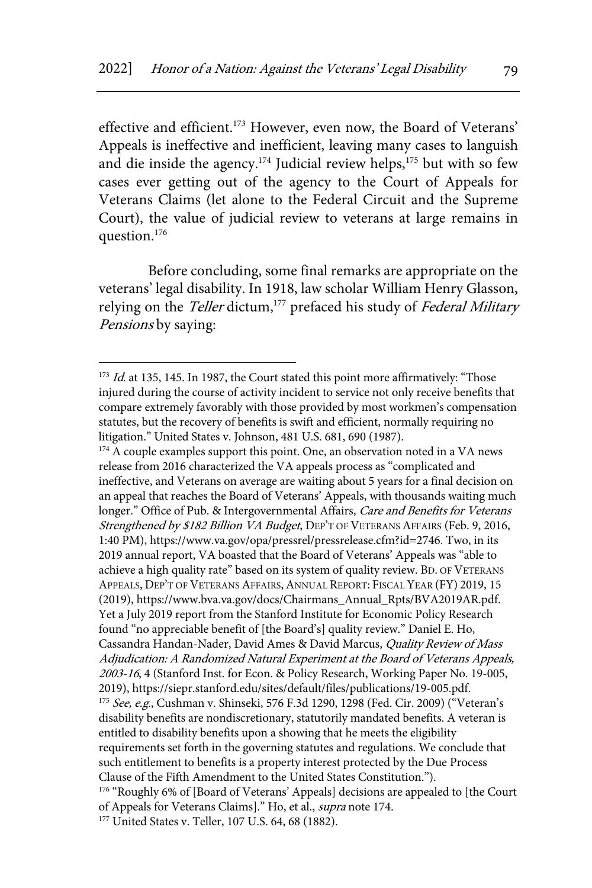effective and efficient.[173] However, even now, the Board of Veterans' Appeals is ineffective and inefficient, leaving many cases to languish and die inside the agency.[174] Judicial review helps,[175] but with so few cases ever getting out of the agency to the Court of Appeals for Veterans Claims (let alone to the Federal Circuit and the Supreme Court), the value of judicial review to veterans at large remains in question.[176]

Before concluding, some final remarks are appropriate on the veterans' legal disability. In 1918, law scholar William Henry Glasson, relying on the *Teller* dictum,[177] prefaced his study of *Federal Military Pensions* by saying:

---

[173] *Id.* at 135, 145. In 1987, the Court stated this point more affirmatively: "Those injured during the course of activity incident to service not only receive benefits that compare extremely favorably with those provided by most workmen's compensation statutes, but the recovery of benefits is swift and efficient, normally requiring no litigation." United States v. Johnson, 481 U.S. 681, 690 (1987).

[174] A couple examples support this point. One, an observation noted in a VA news release from 2016 characterized the VA appeals process as "complicated and ineffective, and Veterans on average are waiting about 5 years for a final decision on an appeal that reaches the Board of Veterans' Appeals, with thousands waiting much longer." Office of Pub. & Intergovernmental Affairs, *Care and Benefits for Veterans Strengthened by $182 Billion VA Budget*, DEP'T OF VETERANS AFFAIRS (Feb. 9, 2016, 1:40 PM), https://www.va.gov/opa/pressrel/pressrelease.cfm?id=2746. Two, in its 2019 annual report, VA boasted that the Board of Veterans' Appeals was "able to achieve a high quality rate" based on its system of quality review. BD. OF VETERANS APPEALS, DEP'T OF VETERANS AFFAIRS, ANNUAL REPORT: FISCAL YEAR (FY) 2019, 15 (2019), https://www.bva.va.gov/docs/Chairmans_Annual_Rpts/BVA2019AR.pdf. Yet a July 2019 report from the Stanford Institute for Economic Policy Research found "no appreciable benefit of [the Board's] quality review." Daniel E. Ho, Cassandra Handan-Nader, David Ames & David Marcus, *Quality Review of Mass Adjudication: A Randomized Natural Experiment at the Board of Veterans Appeals, 2003-16*, 4 (Stanford Inst. for Econ. & Policy Research, Working Paper No. 19-005, 2019), https://siepr.stanford.edu/sites/default/files/publications/19-005.pdf.

[175] *See, e.g.*, Cushman v. Shinseki, 576 F.3d 1290, 1298 (Fed. Cir. 2009) ("Veteran's disability benefits are nondiscretionary, statutorily mandated benefits. A veteran is entitled to disability benefits upon a showing that he meets the eligibility requirements set forth in the governing statutes and regulations. We conclude that such entitlement to benefits is a property interest protected by the Due Process Clause of the Fifth Amendment to the United States Constitution.").

[176] "Roughly 6% of [Board of Veterans' Appeals] decisions are appealed to [the Court of Appeals for Veterans Claims]." Ho, et al., *supra* note 174.

[177] United States v. Teller, 107 U.S. 64, 68 (1882).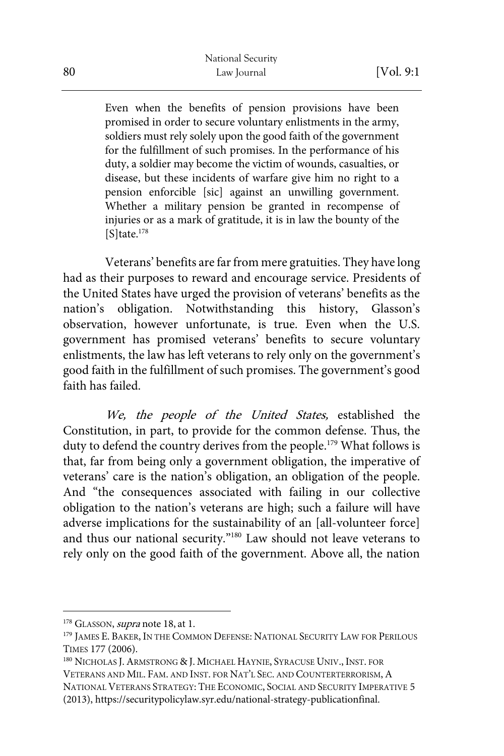> Even when the benefits of pension provisions have been promised in order to secure voluntary enlistments in the army, soldiers must rely solely upon the good faith of the government for the fulfillment of such promises. In the performance of his duty, a soldier may become the victim of wounds, casualties, or disease, but these incidents of warfare give him no right to a pension enforcible [sic] against an unwilling government. Whether a military pension be granted in recompense of injuries or as a mark of gratitude, it is in law the bounty of the [S]tate.[178]

Veterans' benefits are far from mere gratuities. They have long had as their purposes to reward and encourage service. Presidents of the United States have urged the provision of veterans' benefits as the nation's obligation. Notwithstanding this history, Glasson's observation, however unfortunate, is true. Even when the U.S. government has promised veterans' benefits to secure voluntary enlistments, the law has left veterans to rely only on the government's good faith in the fulfillment of such promises. The government's good faith has failed.

*We, the people of the United States,* established the Constitution, in part, to provide for the common defense. Thus, the duty to defend the country derives from the people.[179] What follows is that, far from being only a government obligation, the imperative of veterans' care is the nation's obligation, an obligation of the people. And "the consequences associated with failing in our collective obligation to the nation's veterans are high; such a failure will have adverse implications for the sustainability of an [all-volunteer force] and thus our national security."[180] Law should not leave veterans to rely only on the good faith of the government. Above all, the nation

---

[178] GLASSON, *supra* note 18, at 1.

[179] JAMES E. BAKER, IN THE COMMON DEFENSE: NATIONAL SECURITY LAW FOR PERILOUS TIMES 177 (2006).

[180] NICHOLAS J. ARMSTRONG & J. MICHAEL HAYNIE, SYRACUSE UNIV., INST. FOR VETERANS AND MIL. FAM. AND INST. FOR NAT'L SEC. AND COUNTERTERRORISM, A NATIONAL VETERANS STRATEGY: THE ECONOMIC, SOCIAL AND SECURITY IMPERATIVE 5 (2013), https://securitypolicylaw.syr.edu/national-strategy-publicationfinal.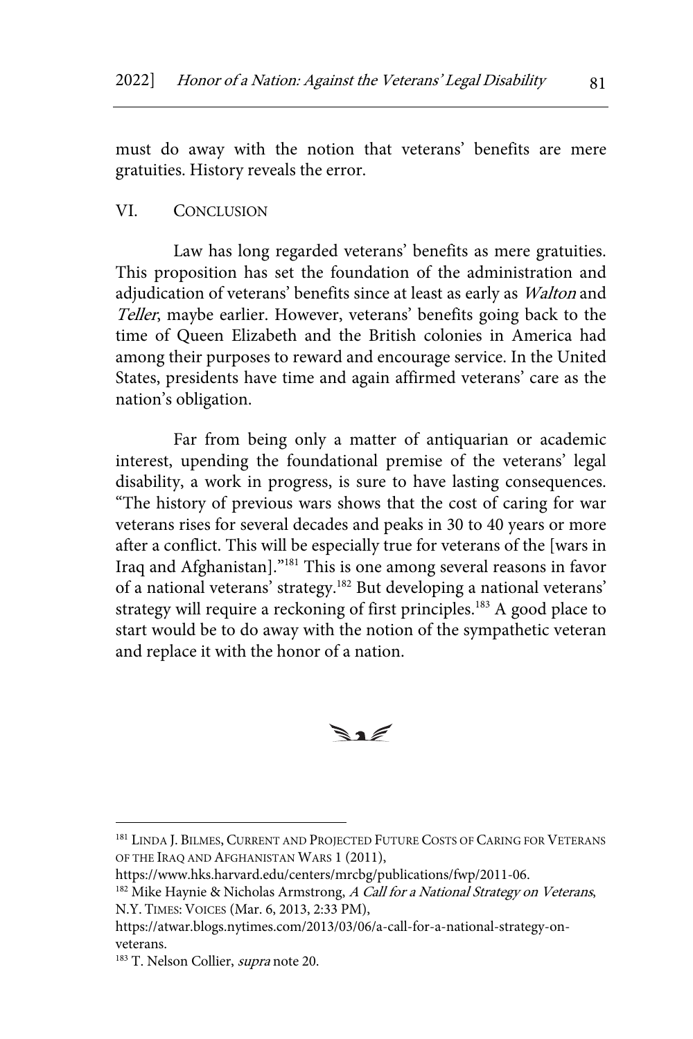must do away with the notion that veterans' benefits are mere gratuities. History reveals the error.

## VI. CONCLUSION

Law has long regarded veterans' benefits as mere gratuities. This proposition has set the foundation of the administration and adjudication of veterans' benefits since at least as early as *Walton* and *Teller*, maybe earlier. However, veterans' benefits going back to the time of Queen Elizabeth and the British colonies in America had among their purposes to reward and encourage service. In the United States, presidents have time and again affirmed veterans' care as the nation's obligation.

Far from being only a matter of antiquarian or academic interest, upending the foundational premise of the veterans' legal disability, a work in progress, is sure to have lasting consequences. "The history of previous wars shows that the cost of caring for war veterans rises for several decades and peaks in 30 to 40 years or more after a conflict. This will be especially true for veterans of the [wars in Iraq and Afghanistan]."[181] This is one among several reasons in favor of a national veterans' strategy.[182] But developing a national veterans' strategy will require a reckoning of first principles.[183] A good place to start would be to do away with the notion of the sympathetic veteran and replace it with the honor of a nation.

---

[181] LINDA J. BILMES, CURRENT AND PROJECTED FUTURE COSTS OF CARING FOR VETERANS OF THE IRAQ AND AFGHANISTAN WARS 1 (2011), https://www.hks.harvard.edu/centers/mrcbg/publications/fwp/2011-06.

[182] Mike Haynie & Nicholas Armstrong, *A Call for a National Strategy on Veterans*, N.Y. TIMES: VOICES (Mar. 6, 2013, 2:33 PM), https://atwar.blogs.nytimes.com/2013/03/06/a-call-for-a-national-strategy-on-veterans.

[183] T. Nelson Collier, *supra* note 20.